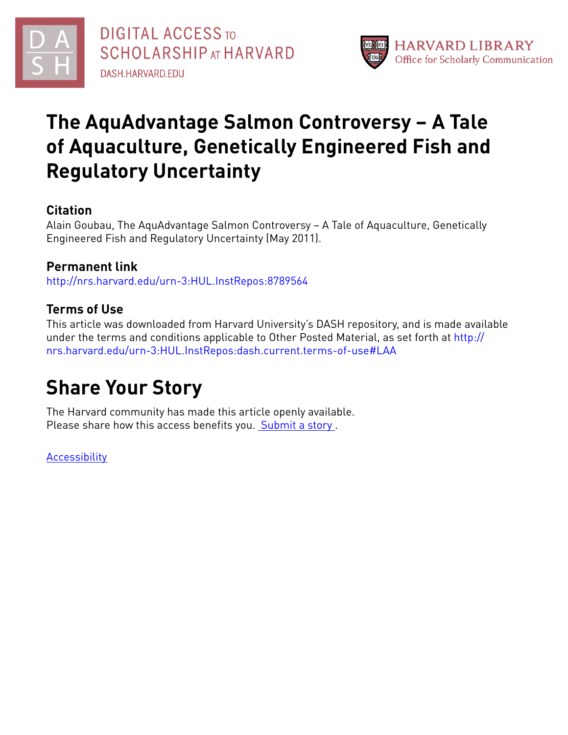DIGITAL ACCESS TO SCHOLARSHIP AT HARVARD

DASH.HARVARD.EDU

HARVARD LIBRARY
Office for Scholarly Communication

# The AquAdvantage Salmon Controversy – A Tale of Aquaculture, Genetically Engineered Fish and Regulatory Uncertainty

### Citation

Alain Goubau, The AquAdvantage Salmon Controversy – A Tale of Aquaculture, Genetically Engineered Fish and Regulatory Uncertainty (May 2011).

### Permanent link

http://nrs.harvard.edu/urn-3:HUL.InstRepos:8789564

### Terms of Use

This article was downloaded from Harvard University's DASH repository, and is made available under the terms and conditions applicable to Other Posted Material, as set forth at http://nrs.harvard.edu/urn-3:HUL.InstRepos:dash.current.terms-of-use#LAA

## Share Your Story

The Harvard community has made this article openly available.
Please share how this access benefits you. Submit a story .

Accessibility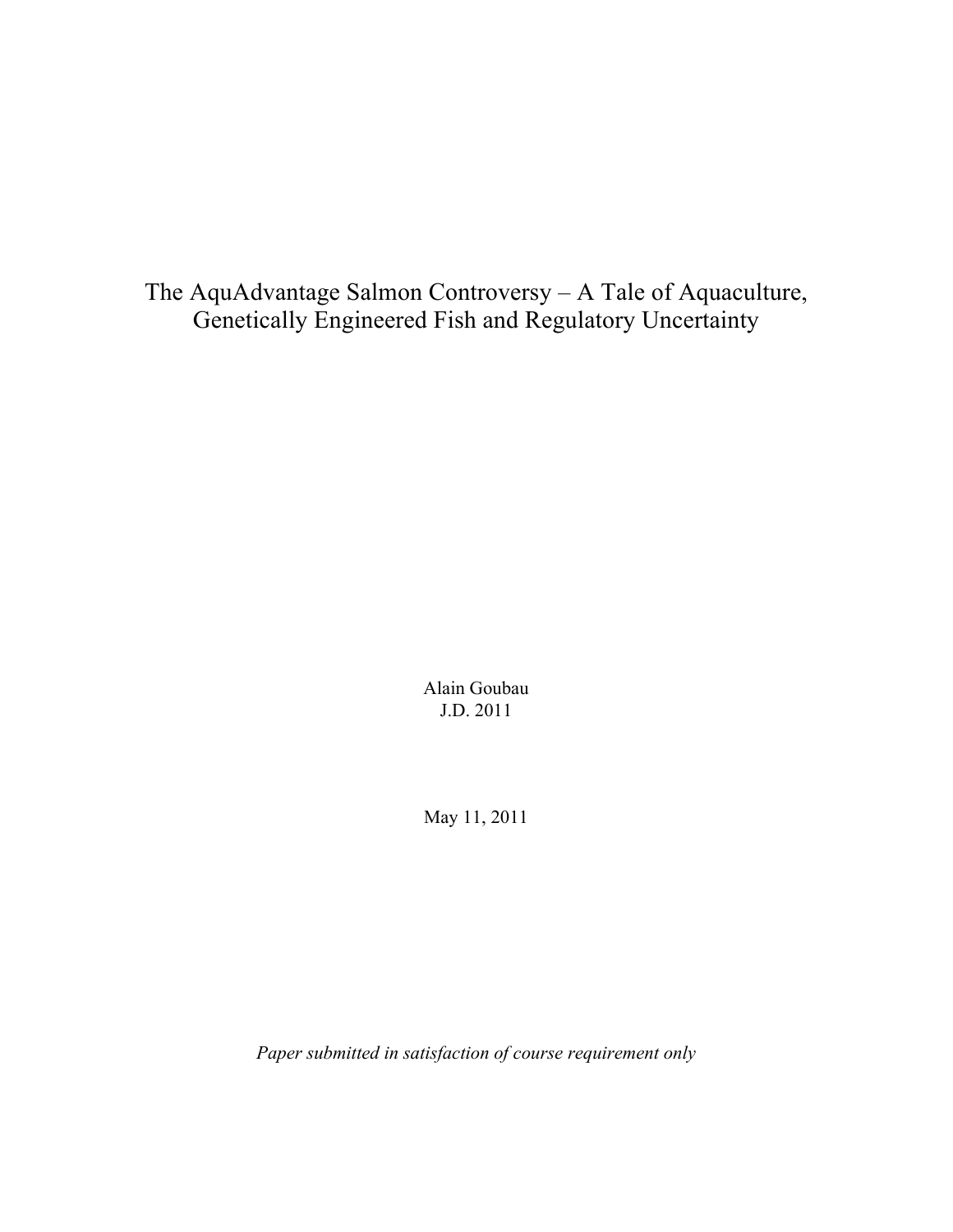# The AquAdvantage Salmon Controversy – A Tale of Aquaculture, Genetically Engineered Fish and Regulatory Uncertainty

Alain Goubau
J.D. 2011

May 11, 2011

*Paper submitted in satisfaction of course requirement only*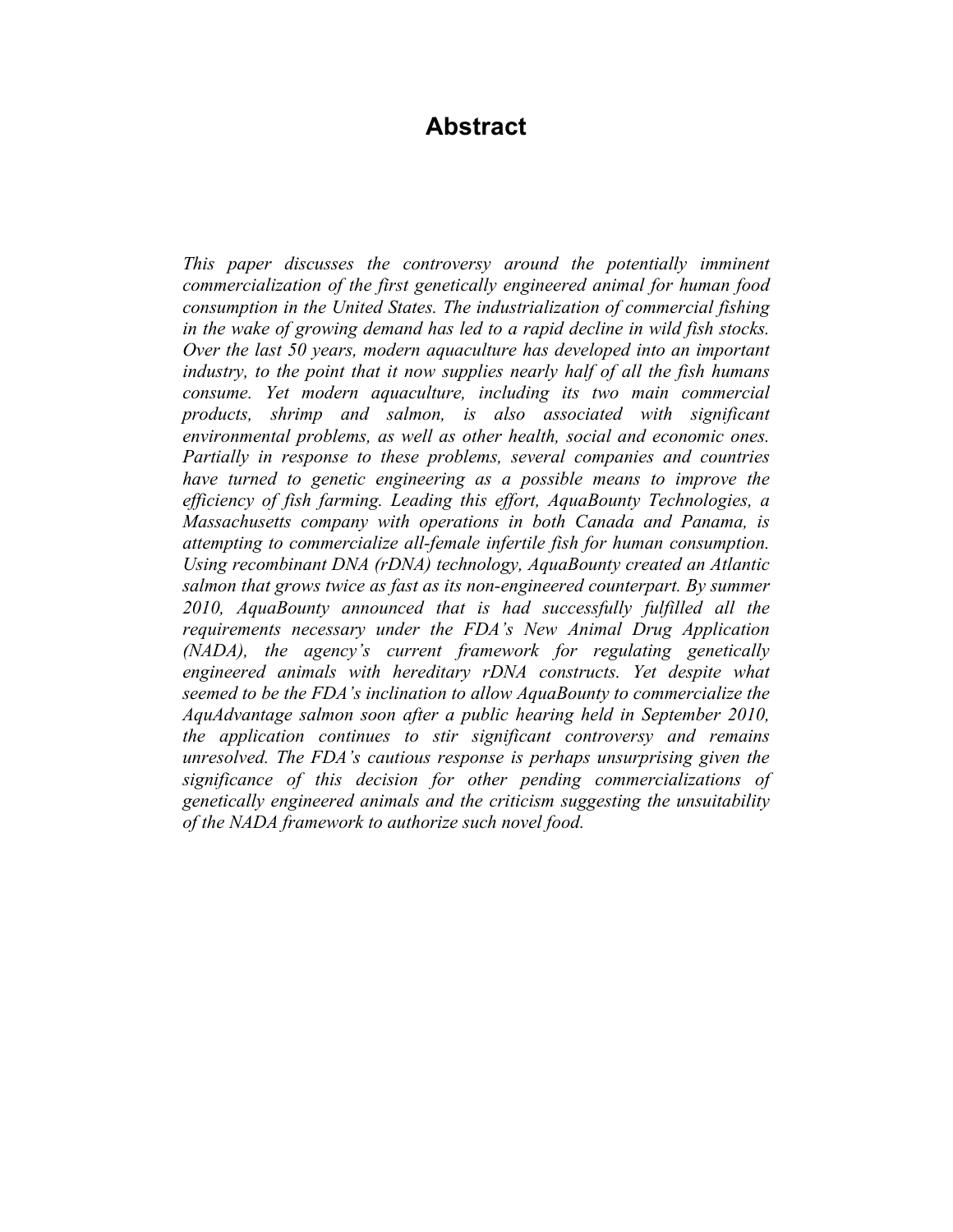# Abstract

*This paper discusses the controversy around the potentially imminent commercialization of the first genetically engineered animal for human food consumption in the United States. The industrialization of commercial fishing in the wake of growing demand has led to a rapid decline in wild fish stocks. Over the last 50 years, modern aquaculture has developed into an important industry, to the point that it now supplies nearly half of all the fish humans consume. Yet modern aquaculture, including its two main commercial products, shrimp and salmon, is also associated with significant environmental problems, as well as other health, social and economic ones. Partially in response to these problems, several companies and countries have turned to genetic engineering as a possible means to improve the efficiency of fish farming. Leading this effort, AquaBounty Technologies, a Massachusetts company with operations in both Canada and Panama, is attempting to commercialize all-female infertile fish for human consumption. Using recombinant DNA (rDNA) technology, AquaBounty created an Atlantic salmon that grows twice as fast as its non-engineered counterpart. By summer 2010, AquaBounty announced that is had successfully fulfilled all the requirements necessary under the FDA's New Animal Drug Application (NADA), the agency's current framework for regulating genetically engineered animals with hereditary rDNA constructs. Yet despite what seemed to be the FDA's inclination to allow AquaBounty to commercialize the AquAdvantage salmon soon after a public hearing held in September 2010, the application continues to stir significant controversy and remains unresolved. The FDA's cautious response is perhaps unsurprising given the significance of this decision for other pending commercializations of genetically engineered animals and the criticism suggesting the unsuitability of the NADA framework to authorize such novel food.*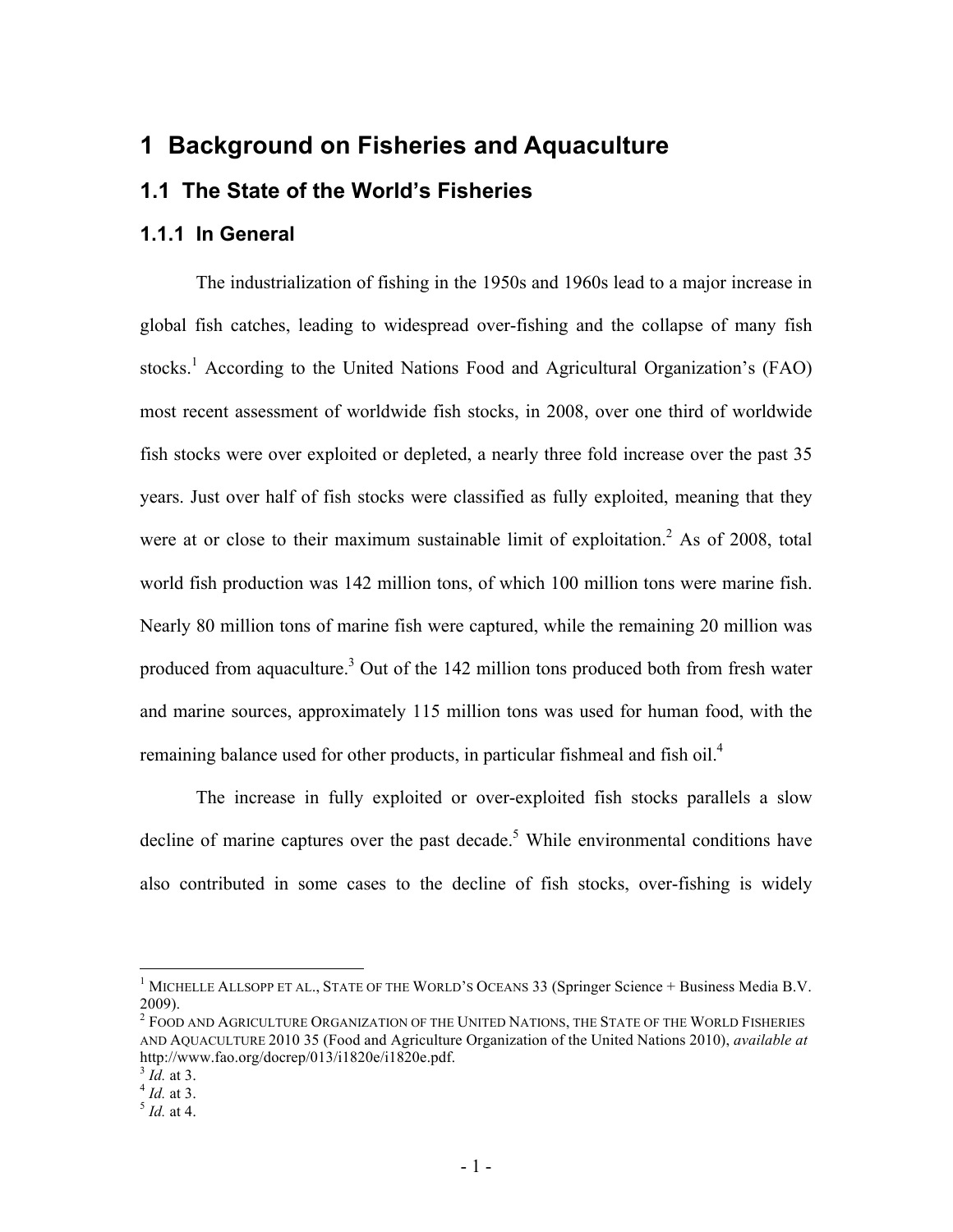# 1 Background on Fisheries and Aquaculture

## 1.1 The State of the World's Fisheries

### 1.1.1 In General

The industrialization of fishing in the 1950s and 1960s lead to a major increase in global fish catches, leading to widespread over-fishing and the collapse of many fish stocks.[1] According to the United Nations Food and Agricultural Organization's (FAO) most recent assessment of worldwide fish stocks, in 2008, over one third of worldwide fish stocks were over exploited or depleted, a nearly three fold increase over the past 35 years. Just over half of fish stocks were classified as fully exploited, meaning that they were at or close to their maximum sustainable limit of exploitation.[2] As of 2008, total world fish production was 142 million tons, of which 100 million tons were marine fish. Nearly 80 million tons of marine fish were captured, while the remaining 20 million was produced from aquaculture.[3] Out of the 142 million tons produced both from fresh water and marine sources, approximately 115 million tons was used for human food, with the remaining balance used for other products, in particular fishmeal and fish oil.[4]

The increase in fully exploited or over-exploited fish stocks parallels a slow decline of marine captures over the past decade.[5] While environmental conditions have also contributed in some cases to the decline of fish stocks, over-fishing is widely

---

[1] MICHELLE ALLSOPP ET AL., STATE OF THE WORLD'S OCEANS 33 (Springer Science + Business Media B.V. 2009).

[2] FOOD AND AGRICULTURE ORGANIZATION OF THE UNITED NATIONS, THE STATE OF THE WORLD FISHERIES AND AQUACULTURE 2010 35 (Food and Agriculture Organization of the United Nations 2010), *available at* http://www.fao.org/docrep/013/i1820e/i1820e.pdf.

[3] *Id.* at 3.

[4] *Id.* at 3.

[5] *Id.* at 4.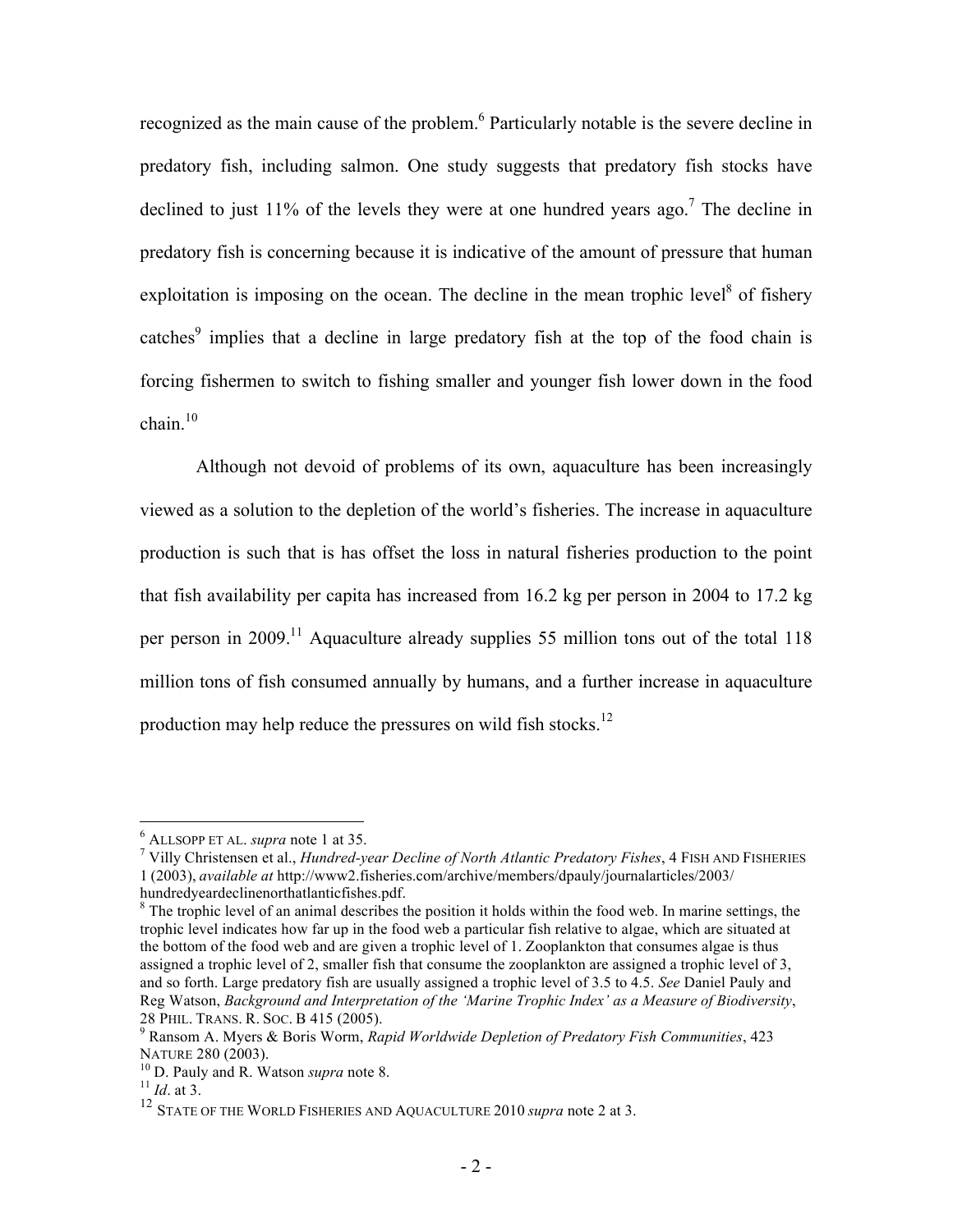recognized as the main cause of the problem.[6] Particularly notable is the severe decline in predatory fish, including salmon. One study suggests that predatory fish stocks have declined to just 11% of the levels they were at one hundred years ago.[7] The decline in predatory fish is concerning because it is indicative of the amount of pressure that human exploitation is imposing on the ocean. The decline in the mean trophic level[8] of fishery catches[9] implies that a decline in large predatory fish at the top of the food chain is forcing fishermen to switch to fishing smaller and younger fish lower down in the food chain.[10]

Although not devoid of problems of its own, aquaculture has been increasingly viewed as a solution to the depletion of the world's fisheries. The increase in aquaculture production is such that is has offset the loss in natural fisheries production to the point that fish availability per capita has increased from 16.2 kg per person in 2004 to 17.2 kg per person in 2009.[11] Aquaculture already supplies 55 million tons out of the total 118 million tons of fish consumed annually by humans, and a further increase in aquaculture production may help reduce the pressures on wild fish stocks.[12]

---

[6] ALLSOPP ET AL. *supra* note 1 at 35.

[7] Villy Christensen et al., *Hundred-year Decline of North Atlantic Predatory Fishes*, 4 FISH AND FISHERIES 1 (2003), *available at* http://www2.fisheries.com/archive/members/dpauly/journalarticles/2003/hundredyeardeclinenorthatlanticfishes.pdf.

[8] The trophic level of an animal describes the position it holds within the food web. In marine settings, the trophic level indicates how far up in the food web a particular fish relative to algae, which are situated at the bottom of the food web and are given a trophic level of 1. Zooplankton that consumes algae is thus assigned a trophic level of 2, smaller fish that consume the zooplankton are assigned a trophic level of 3, and so forth. Large predatory fish are usually assigned a trophic level of 3.5 to 4.5. *See* Daniel Pauly and Reg Watson, *Background and Interpretation of the 'Marine Trophic Index' as a Measure of Biodiversity*, 28 PHIL. TRANS. R. SOC. B 415 (2005).

[9] Ransom A. Myers & Boris Worm, *Rapid Worldwide Depletion of Predatory Fish Communities*, 423 NATURE 280 (2003).

[10] D. Pauly and R. Watson *supra* note 8.

[11] *Id*. at 3.

[12] STATE OF THE WORLD FISHERIES AND AQUACULTURE 2010 *supra* note 2 at 3.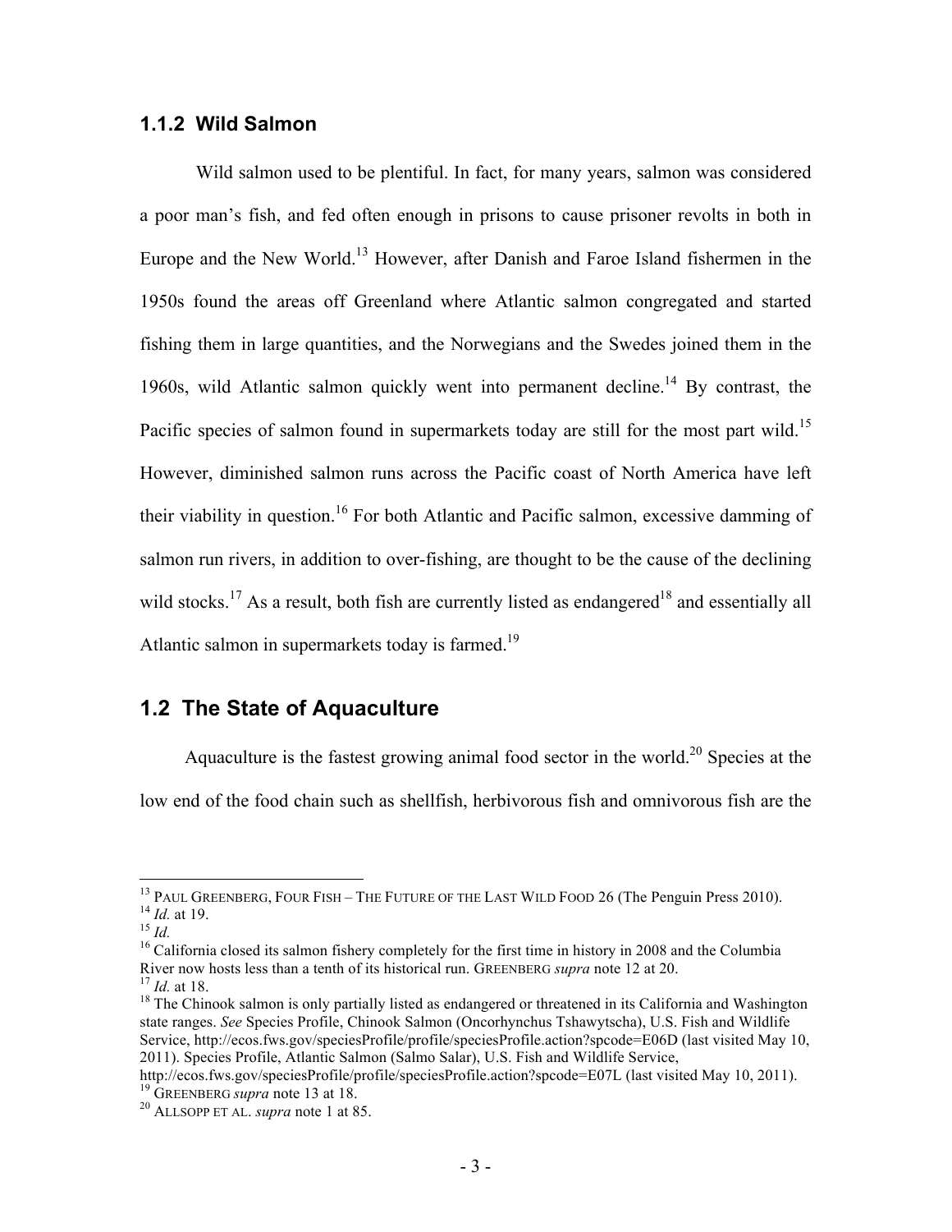### 1.1.2 Wild Salmon

Wild salmon used to be plentiful. In fact, for many years, salmon was considered a poor man's fish, and fed often enough in prisons to cause prisoner revolts in both in Europe and the New World.[13] However, after Danish and Faroe Island fishermen in the 1950s found the areas off Greenland where Atlantic salmon congregated and started fishing them in large quantities, and the Norwegians and the Swedes joined them in the 1960s, wild Atlantic salmon quickly went into permanent decline.[14] By contrast, the Pacific species of salmon found in supermarkets today are still for the most part wild.[15] However, diminished salmon runs across the Pacific coast of North America have left their viability in question.[16] For both Atlantic and Pacific salmon, excessive damming of salmon run rivers, in addition to over-fishing, are thought to be the cause of the declining wild stocks.[17] As a result, both fish are currently listed as endangered[18] and essentially all Atlantic salmon in supermarkets today is farmed.[19]

## 1.2 The State of Aquaculture

Aquaculture is the fastest growing animal food sector in the world.[20] Species at the low end of the food chain such as shellfish, herbivorous fish and omnivorous fish are the

---

[13] PAUL GREENBERG, FOUR FISH – THE FUTURE OF THE LAST WILD FOOD 26 (The Penguin Press 2010).

[14] *Id.* at 19.

[15] *Id.*

[16] California closed its salmon fishery completely for the first time in history in 2008 and the Columbia River now hosts less than a tenth of its historical run. GREENBERG *supra* note 12 at 20.

[17] *Id.* at 18.

[18] The Chinook salmon is only partially listed as endangered or threatened in its California and Washington state ranges. *See* Species Profile, Chinook Salmon (Oncorhynchus Tshawytscha), U.S. Fish and Wildlife Service, http://ecos.fws.gov/speciesProfile/profile/speciesProfile.action?spcode=E06D (last visited May 10, 2011). Species Profile, Atlantic Salmon (Salmo Salar), U.S. Fish and Wildlife Service, http://ecos.fws.gov/speciesProfile/profile/speciesProfile.action?spcode=E07L (last visited May 10, 2011).

[19] GREENBERG *supra* note 13 at 18.

[20] ALLSOPP ET AL. *supra* note 1 at 85.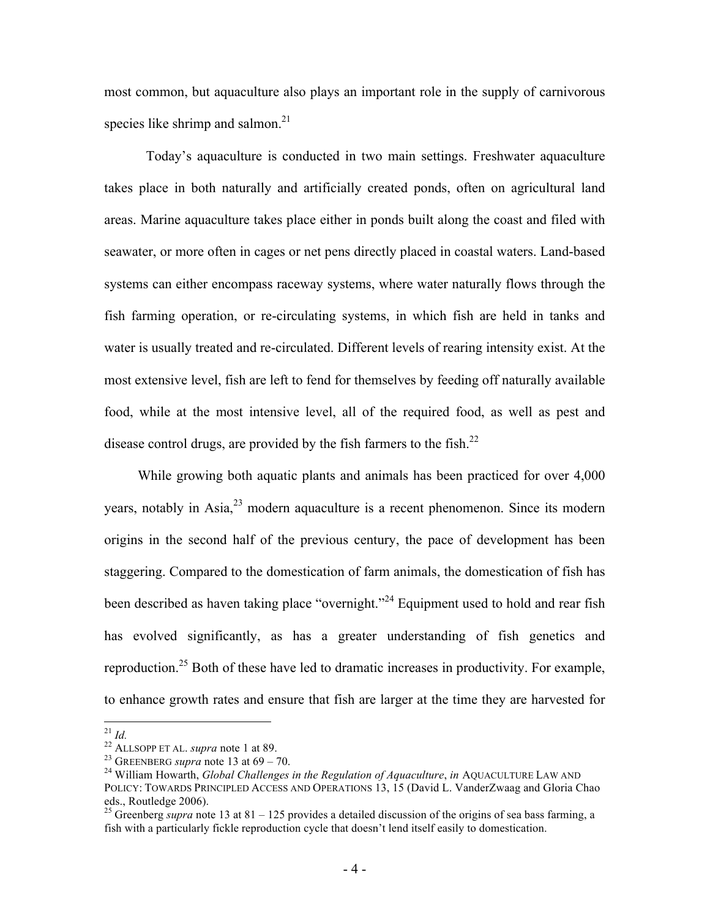most common, but aquaculture also plays an important role in the supply of carnivorous species like shrimp and salmon.[21]

Today's aquaculture is conducted in two main settings. Freshwater aquaculture takes place in both naturally and artificially created ponds, often on agricultural land areas. Marine aquaculture takes place either in ponds built along the coast and filed with seawater, or more often in cages or net pens directly placed in coastal waters. Land-based systems can either encompass raceway systems, where water naturally flows through the fish farming operation, or re-circulating systems, in which fish are held in tanks and water is usually treated and re-circulated. Different levels of rearing intensity exist. At the most extensive level, fish are left to fend for themselves by feeding off naturally available food, while at the most intensive level, all of the required food, as well as pest and disease control drugs, are provided by the fish farmers to the fish.[22]

While growing both aquatic plants and animals has been practiced for over 4,000 years, notably in Asia,[23] modern aquaculture is a recent phenomenon. Since its modern origins in the second half of the previous century, the pace of development has been staggering. Compared to the domestication of farm animals, the domestication of fish has been described as haven taking place "overnight."[24] Equipment used to hold and rear fish has evolved significantly, as has a greater understanding of fish genetics and reproduction.[25] Both of these have led to dramatic increases in productivity. For example, to enhance growth rates and ensure that fish are larger at the time they are harvested for

---

[21] *Id.*

[22] ALLSOPP ET AL. *supra* note 1 at 89.

[23] GREENBERG *supra* note 13 at 69 – 70.

[24] William Howarth, *Global Challenges in the Regulation of Aquaculture*, *in* AQUACULTURE LAW AND POLICY: TOWARDS PRINCIPLED ACCESS AND OPERATIONS 13, 15 (David L. VanderZwaag and Gloria Chao eds., Routledge 2006).

[25] Greenberg *supra* note 13 at 81 – 125 provides a detailed discussion of the origins of sea bass farming, a fish with a particularly fickle reproduction cycle that doesn't lend itself easily to domestication.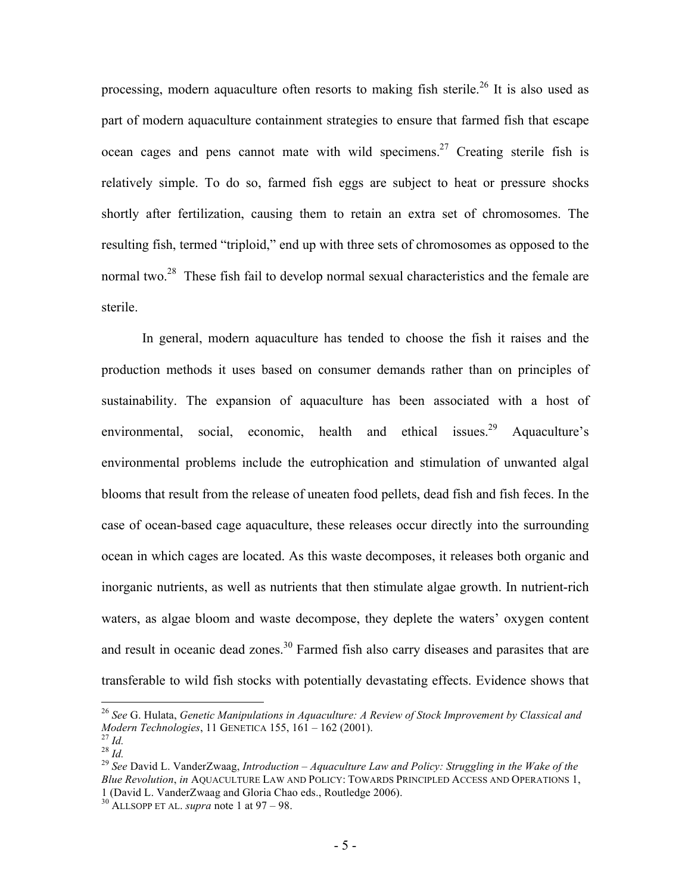processing, modern aquaculture often resorts to making fish sterile.[26] It is also used as part of modern aquaculture containment strategies to ensure that farmed fish that escape ocean cages and pens cannot mate with wild specimens.[27] Creating sterile fish is relatively simple. To do so, farmed fish eggs are subject to heat or pressure shocks shortly after fertilization, causing them to retain an extra set of chromosomes. The resulting fish, termed "triploid," end up with three sets of chromosomes as opposed to the normal two.[28] These fish fail to develop normal sexual characteristics and the female are sterile.

In general, modern aquaculture has tended to choose the fish it raises and the production methods it uses based on consumer demands rather than on principles of sustainability. The expansion of aquaculture has been associated with a host of environmental, social, economic, health and ethical issues.[29] Aquaculture's environmental problems include the eutrophication and stimulation of unwanted algal blooms that result from the release of uneaten food pellets, dead fish and fish feces. In the case of ocean-based cage aquaculture, these releases occur directly into the surrounding ocean in which cages are located. As this waste decomposes, it releases both organic and inorganic nutrients, as well as nutrients that then stimulate algae growth. In nutrient-rich waters, as algae bloom and waste decompose, they deplete the waters' oxygen content and result in oceanic dead zones.[30] Farmed fish also carry diseases and parasites that are transferable to wild fish stocks with potentially devastating effects. Evidence shows that

---

[26] *See* G. Hulata, *Genetic Manipulations in Aquaculture: A Review of Stock Improvement by Classical and Modern Technologies*, 11 GENETICA 155, 161 – 162 (2001).

[27] *Id.*

[28] *Id.*

[29] *See* David L. VanderZwaag, *Introduction – Aquaculture Law and Policy: Struggling in the Wake of the Blue Revolution*, *in* AQUACULTURE LAW AND POLICY: TOWARDS PRINCIPLED ACCESS AND OPERATIONS 1, 1 (David L. VanderZwaag and Gloria Chao eds., Routledge 2006).

[30] ALLSOPP ET AL. *supra* note 1 at 97 – 98.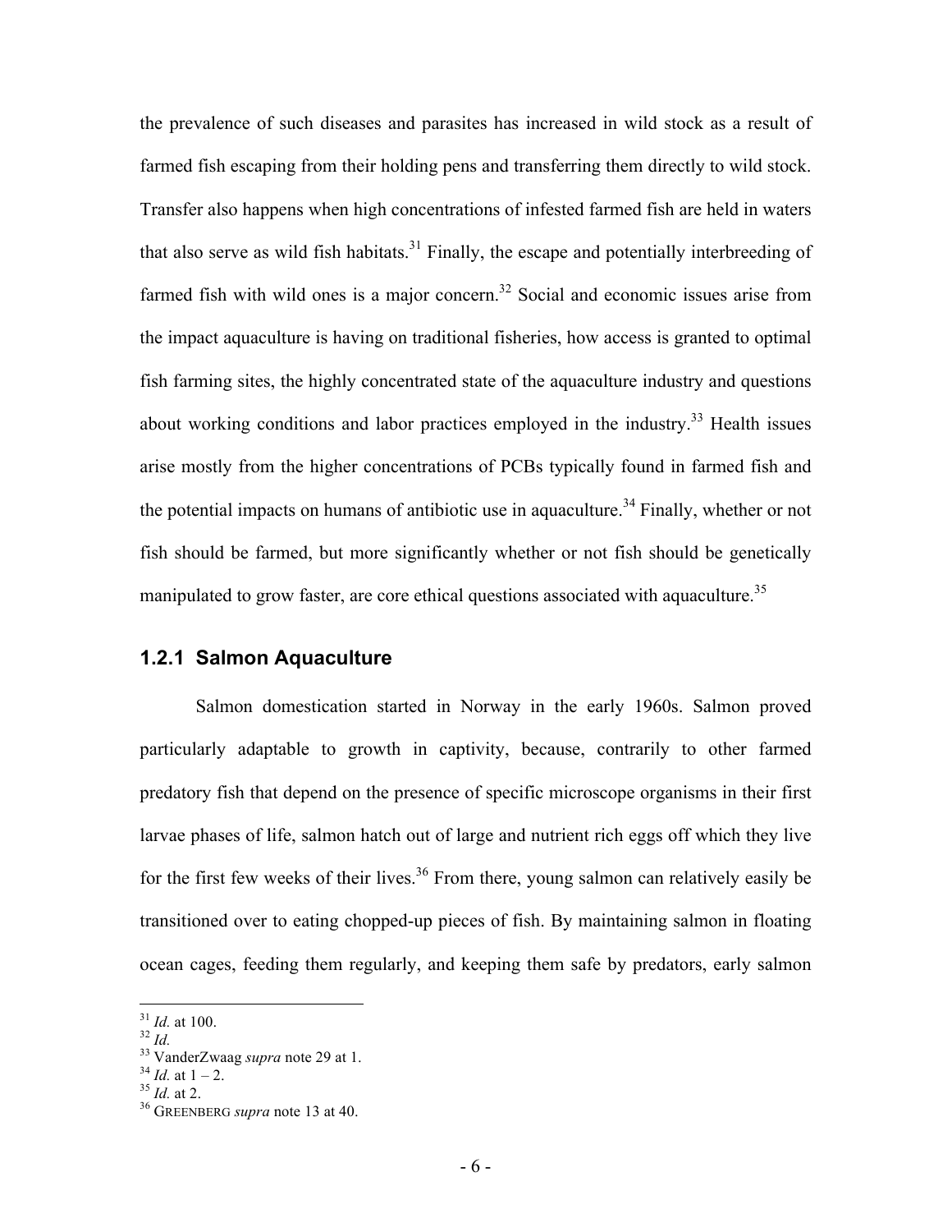the prevalence of such diseases and parasites has increased in wild stock as a result of farmed fish escaping from their holding pens and transferring them directly to wild stock. Transfer also happens when high concentrations of infested farmed fish are held in waters that also serve as wild fish habitats.[31] Finally, the escape and potentially interbreeding of farmed fish with wild ones is a major concern.[32] Social and economic issues arise from the impact aquaculture is having on traditional fisheries, how access is granted to optimal fish farming sites, the highly concentrated state of the aquaculture industry and questions about working conditions and labor practices employed in the industry.[33] Health issues arise mostly from the higher concentrations of PCBs typically found in farmed fish and the potential impacts on humans of antibiotic use in aquaculture.[34] Finally, whether or not fish should be farmed, but more significantly whether or not fish should be genetically manipulated to grow faster, are core ethical questions associated with aquaculture.[35]

### 1.2.1 Salmon Aquaculture

Salmon domestication started in Norway in the early 1960s. Salmon proved particularly adaptable to growth in captivity, because, contrarily to other farmed predatory fish that depend on the presence of specific microscope organisms in their first larvae phases of life, salmon hatch out of large and nutrient rich eggs off which they live for the first few weeks of their lives.[36] From there, young salmon can relatively easily be transitioned over to eating chopped-up pieces of fish. By maintaining salmon in floating ocean cages, feeding them regularly, and keeping them safe by predators, early salmon

---

[31] *Id.* at 100.
[32] *Id.*
[33] VanderZwaag *supra* note 29 at 1.
[34] *Id.* at 1 – 2.
[35] *Id.* at 2.
[36] GREENBERG *supra* note 13 at 40.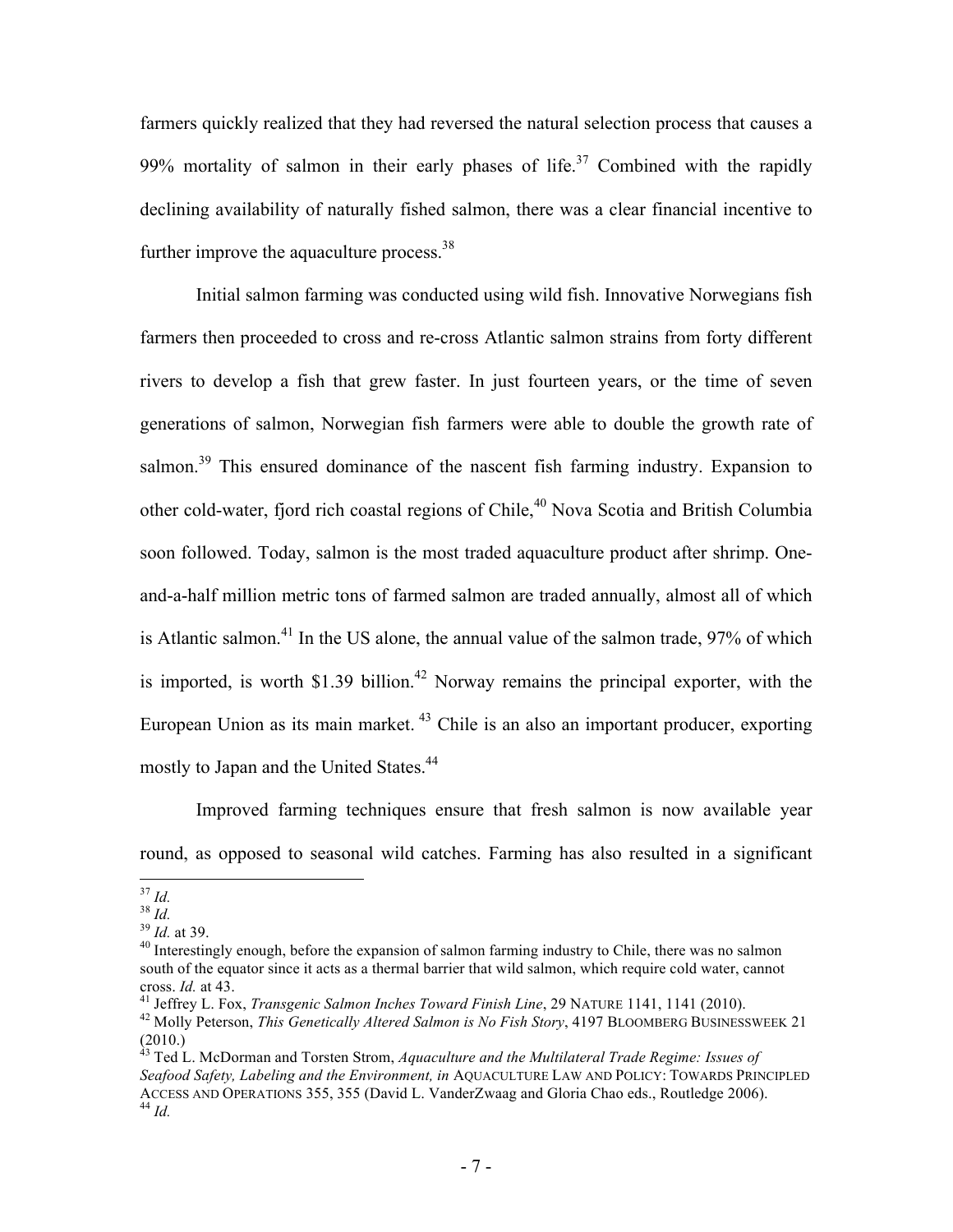farmers quickly realized that they had reversed the natural selection process that causes a 99% mortality of salmon in their early phases of life.[37] Combined with the rapidly declining availability of naturally fished salmon, there was a clear financial incentive to further improve the aquaculture process.[38]

Initial salmon farming was conducted using wild fish. Innovative Norwegians fish farmers then proceeded to cross and re-cross Atlantic salmon strains from forty different rivers to develop a fish that grew faster. In just fourteen years, or the time of seven generations of salmon, Norwegian fish farmers were able to double the growth rate of salmon.[39] This ensured dominance of the nascent fish farming industry. Expansion to other cold-water, fjord rich coastal regions of Chile,[40] Nova Scotia and British Columbia soon followed. Today, salmon is the most traded aquaculture product after shrimp. One-and-a-half million metric tons of farmed salmon are traded annually, almost all of which is Atlantic salmon.[41] In the US alone, the annual value of the salmon trade, 97% of which is imported, is worth $1.39 billion.[42] Norway remains the principal exporter, with the European Union as its main market. [43] Chile is an also an important producer, exporting mostly to Japan and the United States.[44]

Improved farming techniques ensure that fresh salmon is now available year round, as opposed to seasonal wild catches. Farming has also resulted in a significant

---

[37] *Id.*

[38] *Id.*

[39] *Id.* at 39.

[40] Interestingly enough, before the expansion of salmon farming industry to Chile, there was no salmon south of the equator since it acts as a thermal barrier that wild salmon, which require cold water, cannot cross. *Id.* at 43.

[41] Jeffrey L. Fox, *Transgenic Salmon Inches Toward Finish Line*, 29 NATURE 1141, 1141 (2010).

[42] Molly Peterson, *This Genetically Altered Salmon is No Fish Story*, 4197 BLOOMBERG BUSINESSWEEK 21 (2010.)

[43] Ted L. McDorman and Torsten Strom, *Aquaculture and the Multilateral Trade Regime: Issues of Seafood Safety, Labeling and the Environment, in* AQUACULTURE LAW AND POLICY: TOWARDS PRINCIPLED ACCESS AND OPERATIONS 355, 355 (David L. VanderZwaag and Gloria Chao eds., Routledge 2006).

[44] *Id.*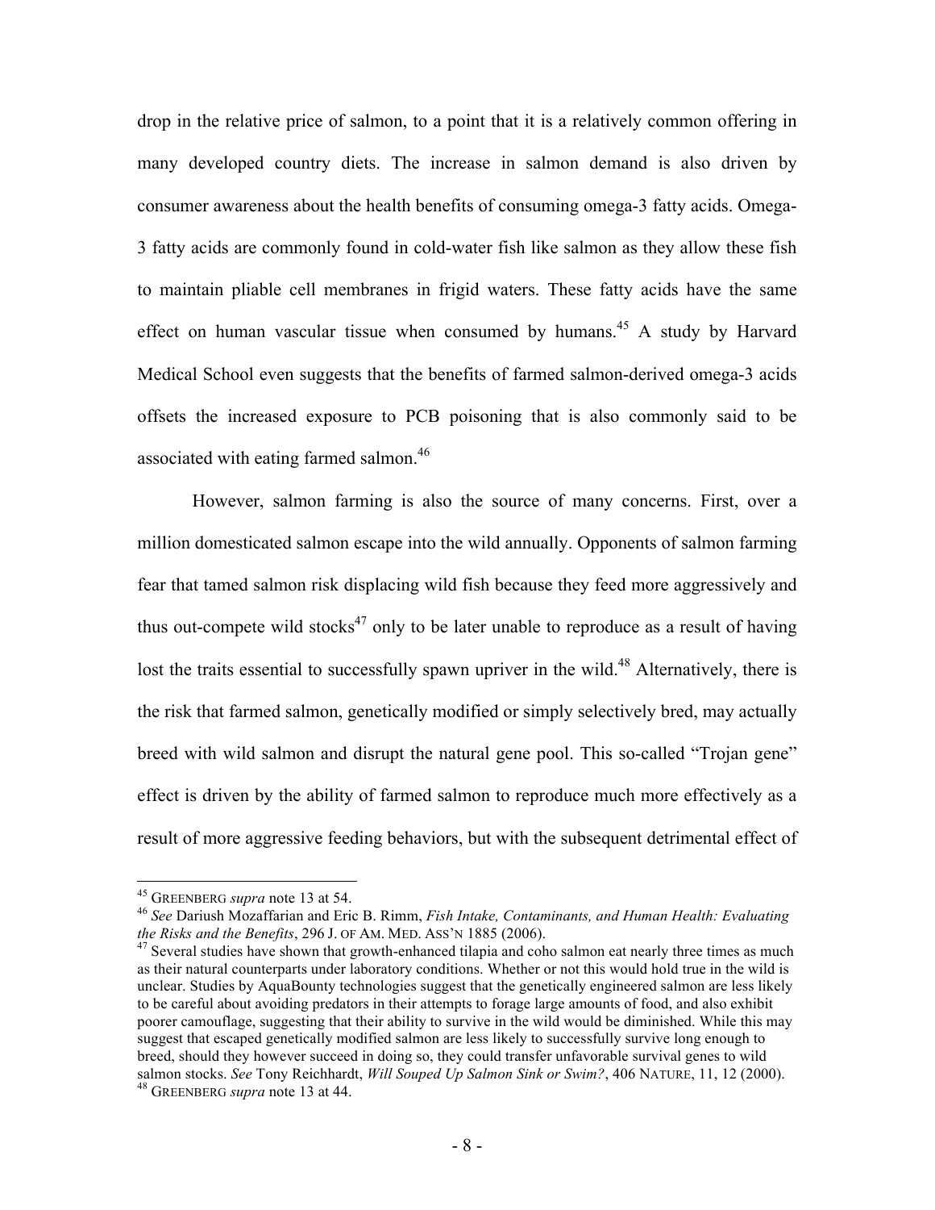drop in the relative price of salmon, to a point that it is a relatively common offering in many developed country diets. The increase in salmon demand is also driven by consumer awareness about the health benefits of consuming omega-3 fatty acids. Omega-3 fatty acids are commonly found in cold-water fish like salmon as they allow these fish to maintain pliable cell membranes in frigid waters. These fatty acids have the same effect on human vascular tissue when consumed by humans.[45] A study by Harvard Medical School even suggests that the benefits of farmed salmon-derived omega-3 acids offsets the increased exposure to PCB poisoning that is also commonly said to be associated with eating farmed salmon.[46]

However, salmon farming is also the source of many concerns. First, over a million domesticated salmon escape into the wild annually. Opponents of salmon farming fear that tamed salmon risk displacing wild fish because they feed more aggressively and thus out-compete wild stocks[47] only to be later unable to reproduce as a result of having lost the traits essential to successfully spawn upriver in the wild.[48] Alternatively, there is the risk that farmed salmon, genetically modified or simply selectively bred, may actually breed with wild salmon and disrupt the natural gene pool. This so-called "Trojan gene" effect is driven by the ability of farmed salmon to reproduce much more effectively as a result of more aggressive feeding behaviors, but with the subsequent detrimental effect of

---

[45] GREENBERG *supra* note 13 at 54.

[46] *See* Dariush Mozaffarian and Eric B. Rimm, *Fish Intake, Contaminants, and Human Health: Evaluating the Risks and the Benefits*, 296 J. OF AM. MED. ASS'N 1885 (2006).

[47] Several studies have shown that growth-enhanced tilapia and coho salmon eat nearly three times as much as their natural counterparts under laboratory conditions. Whether or not this would hold true in the wild is unclear. Studies by AquaBounty technologies suggest that the genetically engineered salmon are less likely to be careful about avoiding predators in their attempts to forage large amounts of food, and also exhibit poorer camouflage, suggesting that their ability to survive in the wild would be diminished. While this may suggest that escaped genetically modified salmon are less likely to successfully survive long enough to breed, should they however succeed in doing so, they could transfer unfavorable survival genes to wild salmon stocks. *See* Tony Reichhardt, *Will Souped Up Salmon Sink or Swim?*, 406 NATURE, 11, 12 (2000).

[48] GREENBERG *supra* note 13 at 44.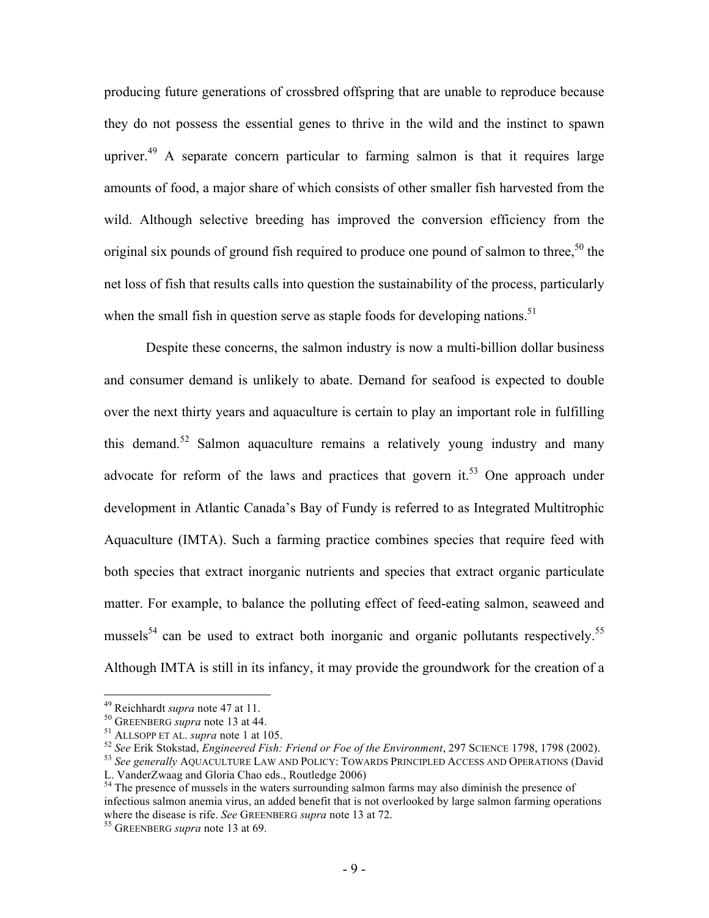producing future generations of crossbred offspring that are unable to reproduce because they do not possess the essential genes to thrive in the wild and the instinct to spawn upriver.[49] A separate concern particular to farming salmon is that it requires large amounts of food, a major share of which consists of other smaller fish harvested from the wild. Although selective breeding has improved the conversion efficiency from the original six pounds of ground fish required to produce one pound of salmon to three,[50] the net loss of fish that results calls into question the sustainability of the process, particularly when the small fish in question serve as staple foods for developing nations.[51]

Despite these concerns, the salmon industry is now a multi-billion dollar business and consumer demand is unlikely to abate. Demand for seafood is expected to double over the next thirty years and aquaculture is certain to play an important role in fulfilling this demand.[52] Salmon aquaculture remains a relatively young industry and many advocate for reform of the laws and practices that govern it.[53] One approach under development in Atlantic Canada's Bay of Fundy is referred to as Integrated Multitrophic Aquaculture (IMTA). Such a farming practice combines species that require feed with both species that extract inorganic nutrients and species that extract organic particulate matter. For example, to balance the polluting effect of feed-eating salmon, seaweed and mussels[54] can be used to extract both inorganic and organic pollutants respectively.[55] Although IMTA is still in its infancy, it may provide the groundwork for the creation of a

---

[49] Reichhardt *supra* note 47 at 11.

[50] GREENBERG *supra* note 13 at 44.

[51] ALLSOPP ET AL. *supra* note 1 at 105.

[52] *See* Erik Stokstad, *Engineered Fish: Friend or Foe of the Environment*, 297 SCIENCE 1798, 1798 (2002).

[53] *See generally* AQUACULTURE LAW AND POLICY: TOWARDS PRINCIPLED ACCESS AND OPERATIONS (David L. VanderZwaag and Gloria Chao eds., Routledge 2006)

[54] The presence of mussels in the waters surrounding salmon farms may also diminish the presence of infectious salmon anemia virus, an added benefit that is not overlooked by large salmon farming operations where the disease is rife. *See* GREENBERG *supra* note 13 at 72.

[55] GREENBERG *supra* note 13 at 69.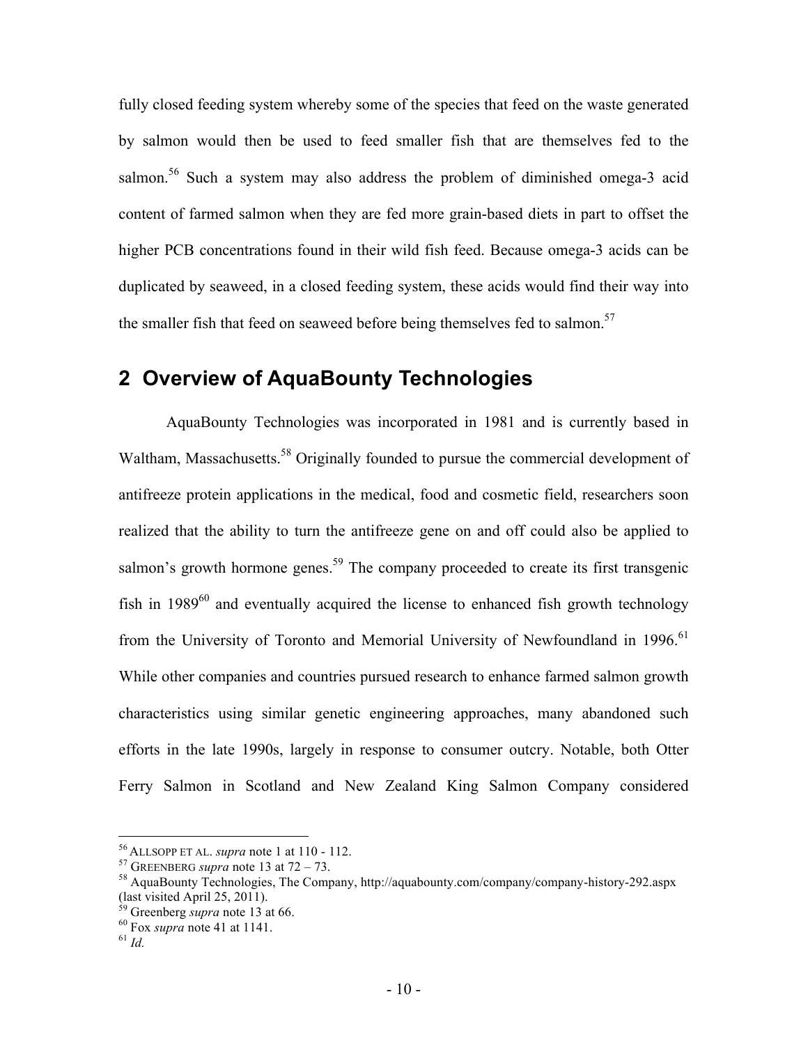fully closed feeding system whereby some of the species that feed on the waste generated by salmon would then be used to feed smaller fish that are themselves fed to the salmon.[56] Such a system may also address the problem of diminished omega-3 acid content of farmed salmon when they are fed more grain-based diets in part to offset the higher PCB concentrations found in their wild fish feed. Because omega-3 acids can be duplicated by seaweed, in a closed feeding system, these acids would find their way into the smaller fish that feed on seaweed before being themselves fed to salmon.[57]

## 2 Overview of AquaBounty Technologies

AquaBounty Technologies was incorporated in 1981 and is currently based in Waltham, Massachusetts.[58] Originally founded to pursue the commercial development of antifreeze protein applications in the medical, food and cosmetic field, researchers soon realized that the ability to turn the antifreeze gene on and off could also be applied to salmon's growth hormone genes.[59] The company proceeded to create its first transgenic fish in 1989[60] and eventually acquired the license to enhanced fish growth technology from the University of Toronto and Memorial University of Newfoundland in 1996.[61] While other companies and countries pursued research to enhance farmed salmon growth characteristics using similar genetic engineering approaches, many abandoned such efforts in the late 1990s, largely in response to consumer outcry. Notable, both Otter Ferry Salmon in Scotland and New Zealand King Salmon Company considered

---

[56] ALLSOPP ET AL. *supra* note 1 at 110 - 112.

[57] GREENBERG *supra* note 13 at 72 – 73.

[58] AquaBounty Technologies, The Company, http://aquabounty.com/company/company-history-292.aspx (last visited April 25, 2011).

[59] Greenberg *supra* note 13 at 66.

[60] Fox *supra* note 41 at 1141.

[61] *Id.*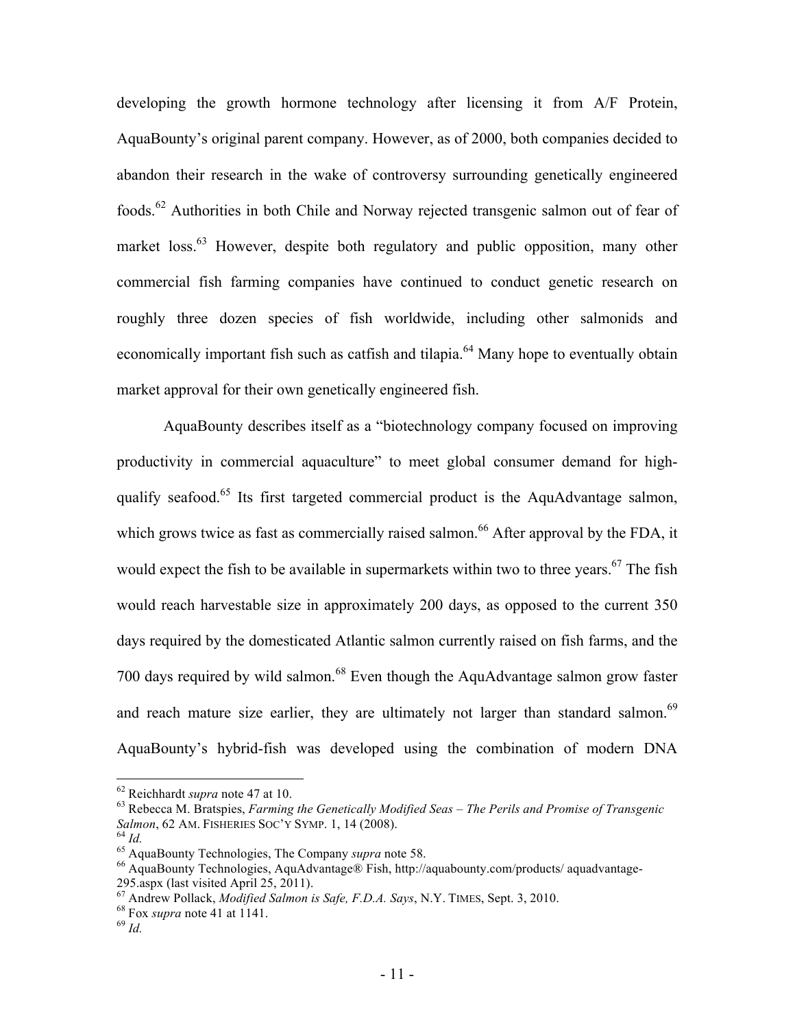developing the growth hormone technology after licensing it from A/F Protein, AquaBounty's original parent company. However, as of 2000, both companies decided to abandon their research in the wake of controversy surrounding genetically engineered foods.[62] Authorities in both Chile and Norway rejected transgenic salmon out of fear of market loss.[63] However, despite both regulatory and public opposition, many other commercial fish farming companies have continued to conduct genetic research on roughly three dozen species of fish worldwide, including other salmonids and economically important fish such as catfish and tilapia.[64] Many hope to eventually obtain market approval for their own genetically engineered fish.

AquaBounty describes itself as a "biotechnology company focused on improving productivity in commercial aquaculture" to meet global consumer demand for high-qualify seafood.[65] Its first targeted commercial product is the AquAdvantage salmon, which grows twice as fast as commercially raised salmon.[66] After approval by the FDA, it would expect the fish to be available in supermarkets within two to three years.[67] The fish would reach harvestable size in approximately 200 days, as opposed to the current 350 days required by the domesticated Atlantic salmon currently raised on fish farms, and the 700 days required by wild salmon.[68] Even though the AquAdvantage salmon grow faster and reach mature size earlier, they are ultimately not larger than standard salmon.[69] AquaBounty's hybrid-fish was developed using the combination of modern DNA

---

[62] Reichhardt *supra* note 47 at 10.

[63] Rebecca M. Bratspies, *Farming the Genetically Modified Seas – The Perils and Promise of Transgenic Salmon*, 62 AM. FISHERIES SOC'Y SYMP. 1, 14 (2008).

[64] *Id.*

[65] AquaBounty Technologies, The Company *supra* note 58.

[66] AquaBounty Technologies, AquAdvantage® Fish, http://aquabounty.com/products/ aquadvantage-295.aspx (last visited April 25, 2011).

[67] Andrew Pollack, *Modified Salmon is Safe, F.D.A. Says*, N.Y. TIMES, Sept. 3, 2010.

[68] Fox *supra* note 41 at 1141.

[69] *Id.*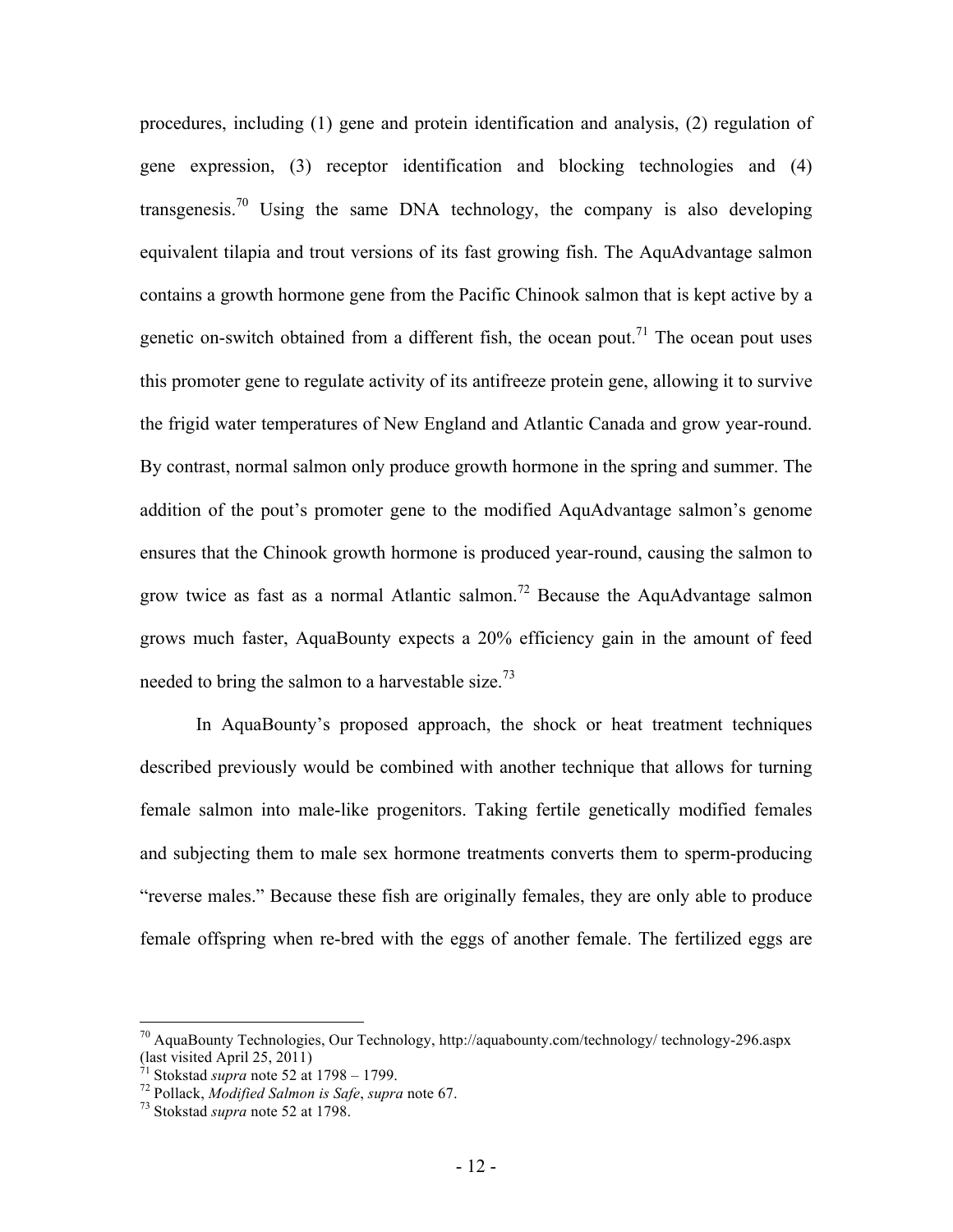procedures, including (1) gene and protein identification and analysis, (2) regulation of gene expression, (3) receptor identification and blocking technologies and (4) transgenesis.[70] Using the same DNA technology, the company is also developing equivalent tilapia and trout versions of its fast growing fish. The AquAdvantage salmon contains a growth hormone gene from the Pacific Chinook salmon that is kept active by a genetic on-switch obtained from a different fish, the ocean pout.[71] The ocean pout uses this promoter gene to regulate activity of its antifreeze protein gene, allowing it to survive the frigid water temperatures of New England and Atlantic Canada and grow year-round. By contrast, normal salmon only produce growth hormone in the spring and summer. The addition of the pout's promoter gene to the modified AquAdvantage salmon's genome ensures that the Chinook growth hormone is produced year-round, causing the salmon to grow twice as fast as a normal Atlantic salmon.[72] Because the AquAdvantage salmon grows much faster, AquaBounty expects a 20% efficiency gain in the amount of feed needed to bring the salmon to a harvestable size.[73]

In AquaBounty's proposed approach, the shock or heat treatment techniques described previously would be combined with another technique that allows for turning female salmon into male-like progenitors. Taking fertile genetically modified females and subjecting them to male sex hormone treatments converts them to sperm-producing "reverse males." Because these fish are originally females, they are only able to produce female offspring when re-bred with the eggs of another female. The fertilized eggs are

---

[70] AquaBounty Technologies, Our Technology, http://aquabounty.com/technology/ technology-296.aspx (last visited April 25, 2011)

[71] Stokstad *supra* note 52 at 1798 – 1799.

[72] Pollack, *Modified Salmon is Safe*, *supra* note 67.

[73] Stokstad *supra* note 52 at 1798.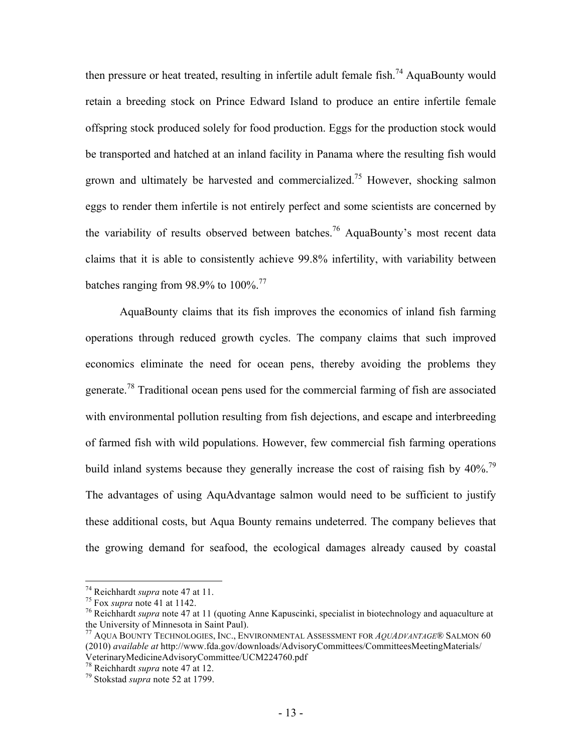then pressure or heat treated, resulting in infertile adult female fish.[74] AquaBounty would retain a breeding stock on Prince Edward Island to produce an entire infertile female offspring stock produced solely for food production. Eggs for the production stock would be transported and hatched at an inland facility in Panama where the resulting fish would grown and ultimately be harvested and commercialized.[75] However, shocking salmon eggs to render them infertile is not entirely perfect and some scientists are concerned by the variability of results observed between batches.[76] AquaBounty's most recent data claims that it is able to consistently achieve 99.8% infertility, with variability between batches ranging from 98.9% to 100%.[77]

AquaBounty claims that its fish improves the economics of inland fish farming operations through reduced growth cycles. The company claims that such improved economics eliminate the need for ocean pens, thereby avoiding the problems they generate.[78] Traditional ocean pens used for the commercial farming of fish are associated with environmental pollution resulting from fish dejections, and escape and interbreeding of farmed fish with wild populations. However, few commercial fish farming operations build inland systems because they generally increase the cost of raising fish by 40%.[79] The advantages of using AquAdvantage salmon would need to be sufficient to justify these additional costs, but Aqua Bounty remains undeterred. The company believes that the growing demand for seafood, the ecological damages already caused by coastal

---

[74] Reichhardt *supra* note 47 at 11.

[75] Fox *supra* note 41 at 1142.

[76] Reichhardt *supra* note 47 at 11 (quoting Anne Kapuscinki, specialist in biotechnology and aquaculture at the University of Minnesota in Saint Paul).

[77] AQUA BOUNTY TECHNOLOGIES, INC., ENVIRONMENTAL ASSESSMENT FOR *AQUADVANTAGE*® SALMON 60 (2010) *available at* http://www.fda.gov/downloads/AdvisoryCommittees/CommitteesMeetingMaterials/VeterinaryMedicineAdvisoryCommittee/UCM224760.pdf

[78] Reichhardt *supra* note 47 at 12.

[79] Stokstad *supra* note 52 at 1799.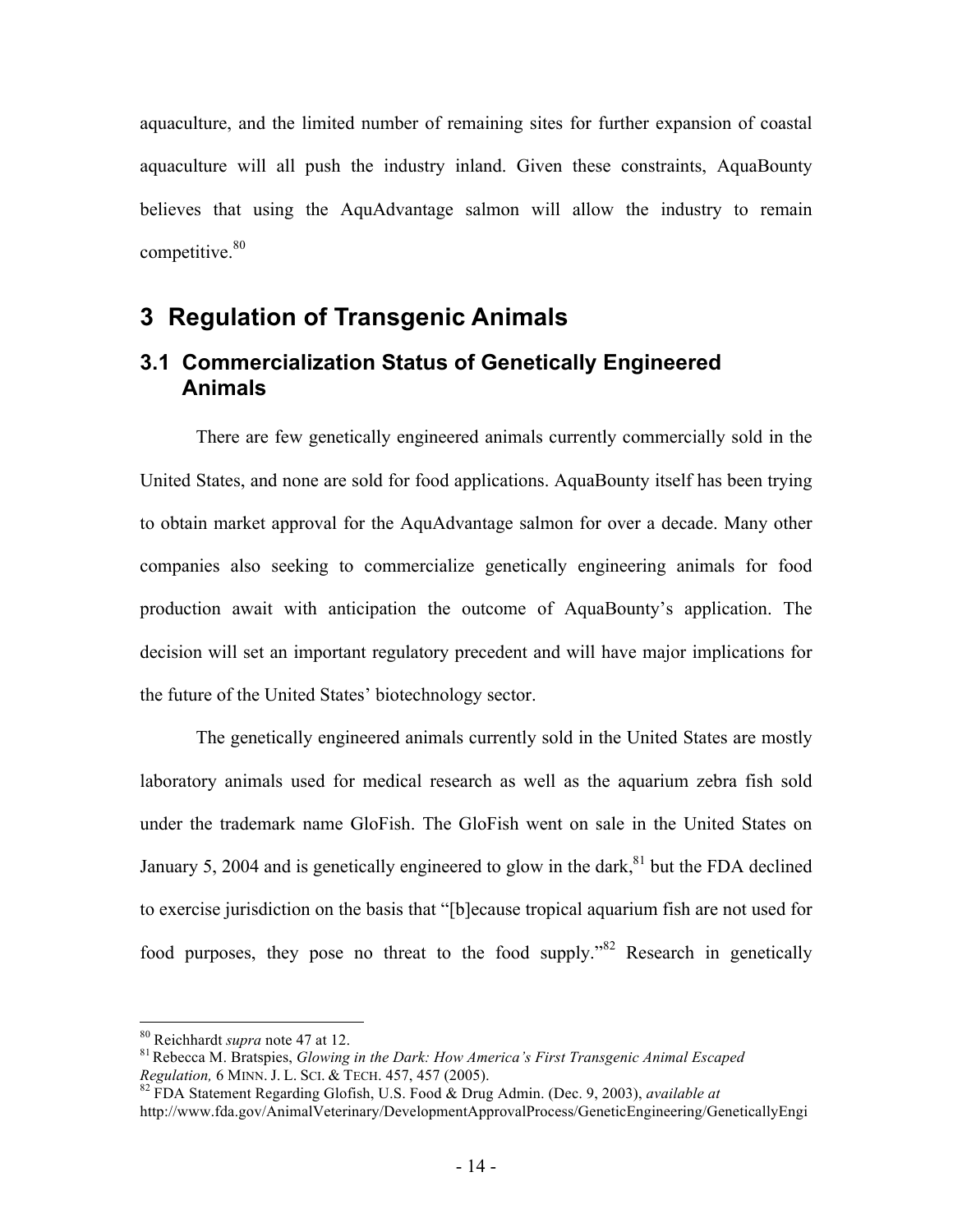aquaculture, and the limited number of remaining sites for further expansion of coastal aquaculture will all push the industry inland. Given these constraints, AquaBounty believes that using the AquAdvantage salmon will allow the industry to remain competitive.[80]

# 3 Regulation of Transgenic Animals

## 3.1 Commercialization Status of Genetically Engineered Animals

There are few genetically engineered animals currently commercially sold in the United States, and none are sold for food applications. AquaBounty itself has been trying to obtain market approval for the AquAdvantage salmon for over a decade. Many other companies also seeking to commercialize genetically engineering animals for food production await with anticipation the outcome of AquaBounty's application. The decision will set an important regulatory precedent and will have major implications for the future of the United States' biotechnology sector.

The genetically engineered animals currently sold in the United States are mostly laboratory animals used for medical research as well as the aquarium zebra fish sold under the trademark name GloFish. The GloFish went on sale in the United States on January 5, 2004 and is genetically engineered to glow in the dark,[81] but the FDA declined to exercise jurisdiction on the basis that "[b]ecause tropical aquarium fish are not used for food purposes, they pose no threat to the food supply."[82] Research in genetically

---

[80] Reichhardt *supra* note 47 at 12.

[81] Rebecca M. Bratspies, *Glowing in the Dark: How America's First Transgenic Animal Escaped Regulation,* 6 MINN. J. L. SCI. & TECH. 457, 457 (2005).

[82] FDA Statement Regarding Glofish, U.S. Food & Drug Admin. (Dec. 9, 2003), *available at* http://www.fda.gov/AnimalVeterinary/DevelopmentApprovalProcess/GeneticEngineering/GeneticallyEngi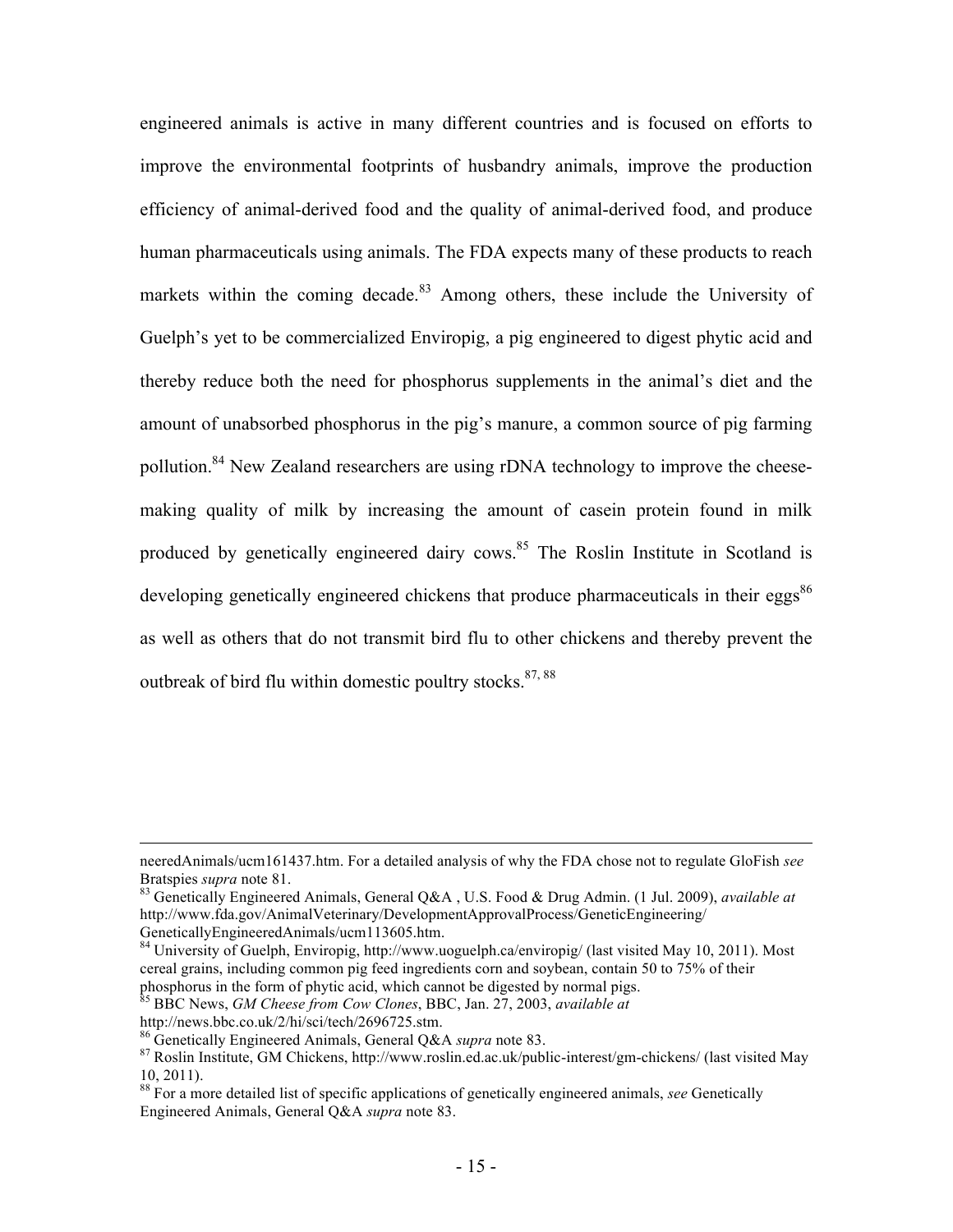engineered animals is active in many different countries and is focused on efforts to improve the environmental footprints of husbandry animals, improve the production efficiency of animal-derived food and the quality of animal-derived food, and produce human pharmaceuticals using animals. The FDA expects many of these products to reach markets within the coming decade.[83] Among others, these include the University of Guelph's yet to be commercialized Enviropig, a pig engineered to digest phytic acid and thereby reduce both the need for phosphorus supplements in the animal's diet and the amount of unabsorbed phosphorus in the pig's manure, a common source of pig farming pollution.[84] New Zealand researchers are using rDNA technology to improve the cheese-making quality of milk by increasing the amount of casein protein found in milk produced by genetically engineered dairy cows.[85] The Roslin Institute in Scotland is developing genetically engineered chickens that produce pharmaceuticals in their eggs[86] as well as others that do not transmit bird flu to other chickens and thereby prevent the outbreak of bird flu within domestic poultry stocks.[87, 88]

---

neeredAnimals/ucm161437.htm. For a detailed analysis of why the FDA chose not to regulate GloFish *see* Bratspies *supra* note 81.

[83] Genetically Engineered Animals, General Q&A , U.S. Food & Drug Admin. (1 Jul. 2009), *available at* http://www.fda.gov/AnimalVeterinary/DevelopmentApprovalProcess/GeneticEngineering/GeneticallyEngineeredAnimals/ucm113605.htm.

[84] University of Guelph, Enviropig, http://www.uoguelph.ca/enviropig/ (last visited May 10, 2011). Most cereal grains, including common pig feed ingredients corn and soybean, contain 50 to 75% of their phosphorus in the form of phytic acid, which cannot be digested by normal pigs.

[85] BBC News, *GM Cheese from Cow Clones*, BBC, Jan. 27, 2003, *available at* http://news.bbc.co.uk/2/hi/sci/tech/2696725.stm.

[86] Genetically Engineered Animals, General Q&A *supra* note 83.

[87] Roslin Institute, GM Chickens, http://www.roslin.ed.ac.uk/public-interest/gm-chickens/ (last visited May 10, 2011).

[88] For a more detailed list of specific applications of genetically engineered animals, *see* Genetically Engineered Animals, General Q&A *supra* note 83.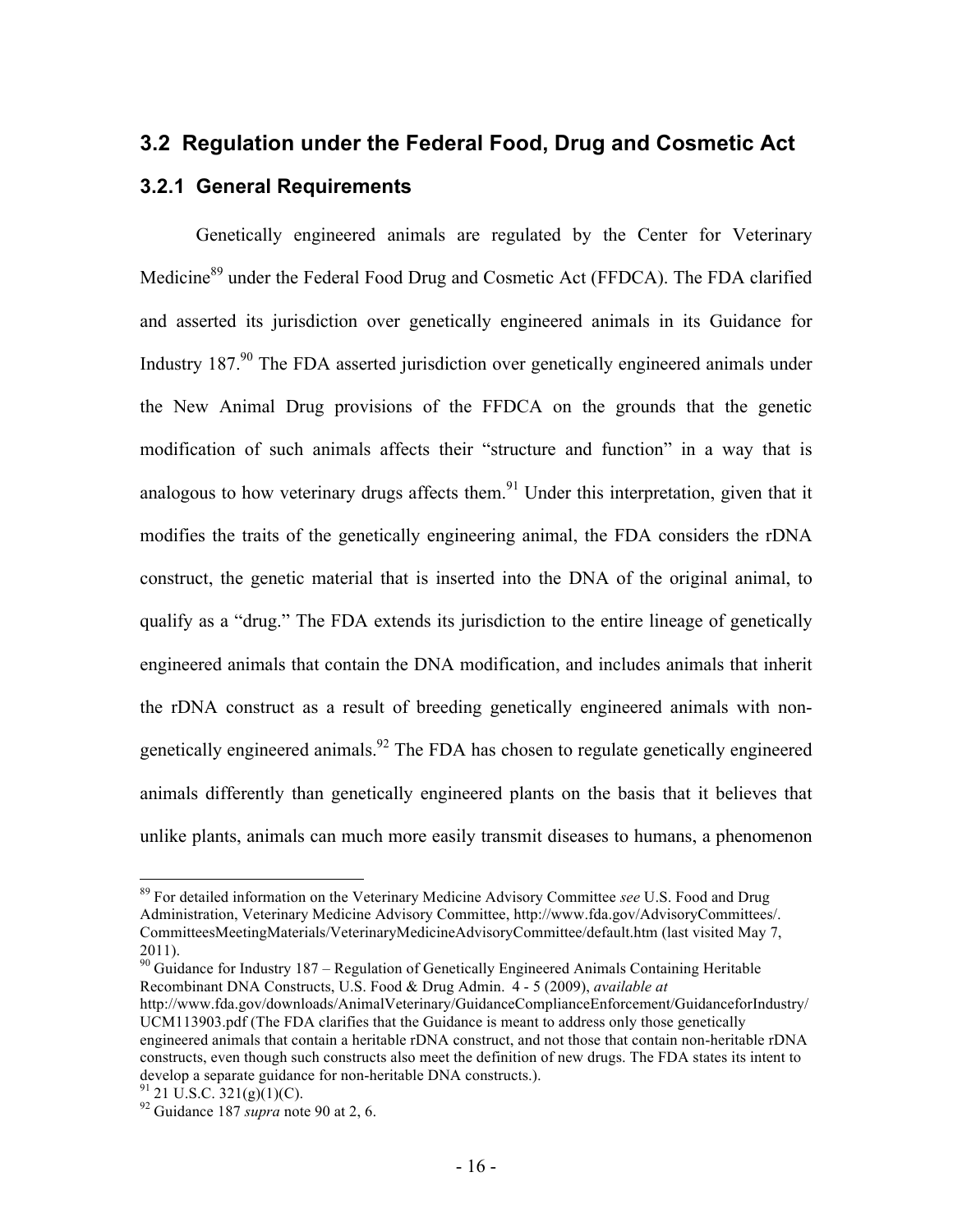## 3.2 Regulation under the Federal Food, Drug and Cosmetic Act

### 3.2.1 General Requirements

Genetically engineered animals are regulated by the Center for Veterinary Medicine[89] under the Federal Food Drug and Cosmetic Act (FFDCA). The FDA clarified and asserted its jurisdiction over genetically engineered animals in its Guidance for Industry 187.[90] The FDA asserted jurisdiction over genetically engineered animals under the New Animal Drug provisions of the FFDCA on the grounds that the genetic modification of such animals affects their "structure and function" in a way that is analogous to how veterinary drugs affects them.[91] Under this interpretation, given that it modifies the traits of the genetically engineering animal, the FDA considers the rDNA construct, the genetic material that is inserted into the DNA of the original animal, to qualify as a "drug." The FDA extends its jurisdiction to the entire lineage of genetically engineered animals that contain the DNA modification, and includes animals that inherit the rDNA construct as a result of breeding genetically engineered animals with non-genetically engineered animals.[92] The FDA has chosen to regulate genetically engineered animals differently than genetically engineered plants on the basis that it believes that unlike plants, animals can much more easily transmit diseases to humans, a phenomenon

---

[89] For detailed information on the Veterinary Medicine Advisory Committee *see* U.S. Food and Drug Administration, Veterinary Medicine Advisory Committee, http://www.fda.gov/AdvisoryCommittees/. CommitteesMeetingMaterials/VeterinaryMedicineAdvisoryCommittee/default.htm (last visited May 7, 2011).

[90] Guidance for Industry 187 – Regulation of Genetically Engineered Animals Containing Heritable Recombinant DNA Constructs, U.S. Food & Drug Admin. 4 - 5 (2009), *available at* http://www.fda.gov/downloads/AnimalVeterinary/GuidanceComplianceEnforcement/GuidanceforIndustry/UCM113903.pdf (The FDA clarifies that the Guidance is meant to address only those genetically engineered animals that contain a heritable rDNA construct, and not those that contain non-heritable rDNA constructs, even though such constructs also meet the definition of new drugs. The FDA states its intent to develop a separate guidance for non-heritable DNA constructs.).

[91] 21 U.S.C. 321(g)(1)(C).

[92] Guidance 187 *supra* note 90 at 2, 6.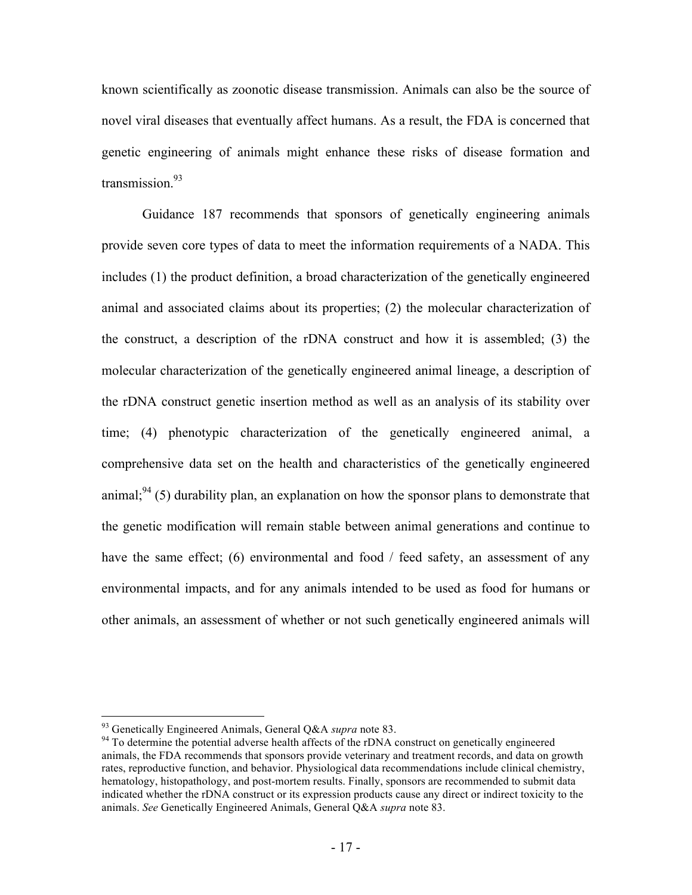known scientifically as zoonotic disease transmission. Animals can also be the source of novel viral diseases that eventually affect humans. As a result, the FDA is concerned that genetic engineering of animals might enhance these risks of disease formation and transmission.[93]

Guidance 187 recommends that sponsors of genetically engineering animals provide seven core types of data to meet the information requirements of a NADA. This includes (1) the product definition, a broad characterization of the genetically engineered animal and associated claims about its properties; (2) the molecular characterization of the construct, a description of the rDNA construct and how it is assembled; (3) the molecular characterization of the genetically engineered animal lineage, a description of the rDNA construct genetic insertion method as well as an analysis of its stability over time; (4) phenotypic characterization of the genetically engineered animal, a comprehensive data set on the health and characteristics of the genetically engineered animal;[94] (5) durability plan, an explanation on how the sponsor plans to demonstrate that the genetic modification will remain stable between animal generations and continue to have the same effect; (6) environmental and food / feed safety, an assessment of any environmental impacts, and for any animals intended to be used as food for humans or other animals, an assessment of whether or not such genetically engineered animals will

---

[93] Genetically Engineered Animals, General Q&A *supra* note 83.

[94] To determine the potential adverse health affects of the rDNA construct on genetically engineered animals, the FDA recommends that sponsors provide veterinary and treatment records, and data on growth rates, reproductive function, and behavior. Physiological data recommendations include clinical chemistry, hematology, histopathology, and post-mortem results. Finally, sponsors are recommended to submit data indicated whether the rDNA construct or its expression products cause any direct or indirect toxicity to the animals. *See* Genetically Engineered Animals, General Q&A *supra* note 83.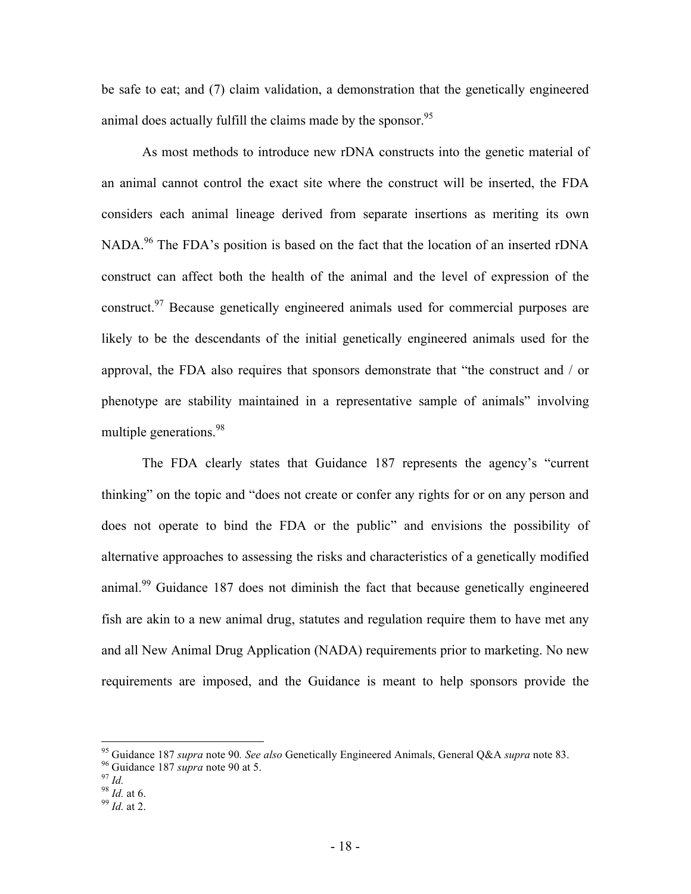be safe to eat; and (7) claim validation, a demonstration that the genetically engineered animal does actually fulfill the claims made by the sponsor.[95]

As most methods to introduce new rDNA constructs into the genetic material of an animal cannot control the exact site where the construct will be inserted, the FDA considers each animal lineage derived from separate insertions as meriting its own NADA.[96] The FDA's position is based on the fact that the location of an inserted rDNA construct can affect both the health of the animal and the level of expression of the construct.[97] Because genetically engineered animals used for commercial purposes are likely to be the descendants of the initial genetically engineered animals used for the approval, the FDA also requires that sponsors demonstrate that "the construct and / or phenotype are stability maintained in a representative sample of animals" involving multiple generations.[98]

The FDA clearly states that Guidance 187 represents the agency's "current thinking" on the topic and "does not create or confer any rights for or on any person and does not operate to bind the FDA or the public" and envisions the possibility of alternative approaches to assessing the risks and characteristics of a genetically modified animal.[99] Guidance 187 does not diminish the fact that because genetically engineered fish are akin to a new animal drug, statutes and regulation require them to have met any and all New Animal Drug Application (NADA) requirements prior to marketing. No new requirements are imposed, and the Guidance is meant to help sponsors provide the

---

[95] Guidance 187 *supra* note 90*. See also* Genetically Engineered Animals, General Q&A *supra* note 83.
[96] Guidance 187 *supra* note 90 at 5.
[97] *Id.*
[98] *Id.* at 6.
[99] *Id.* at 2.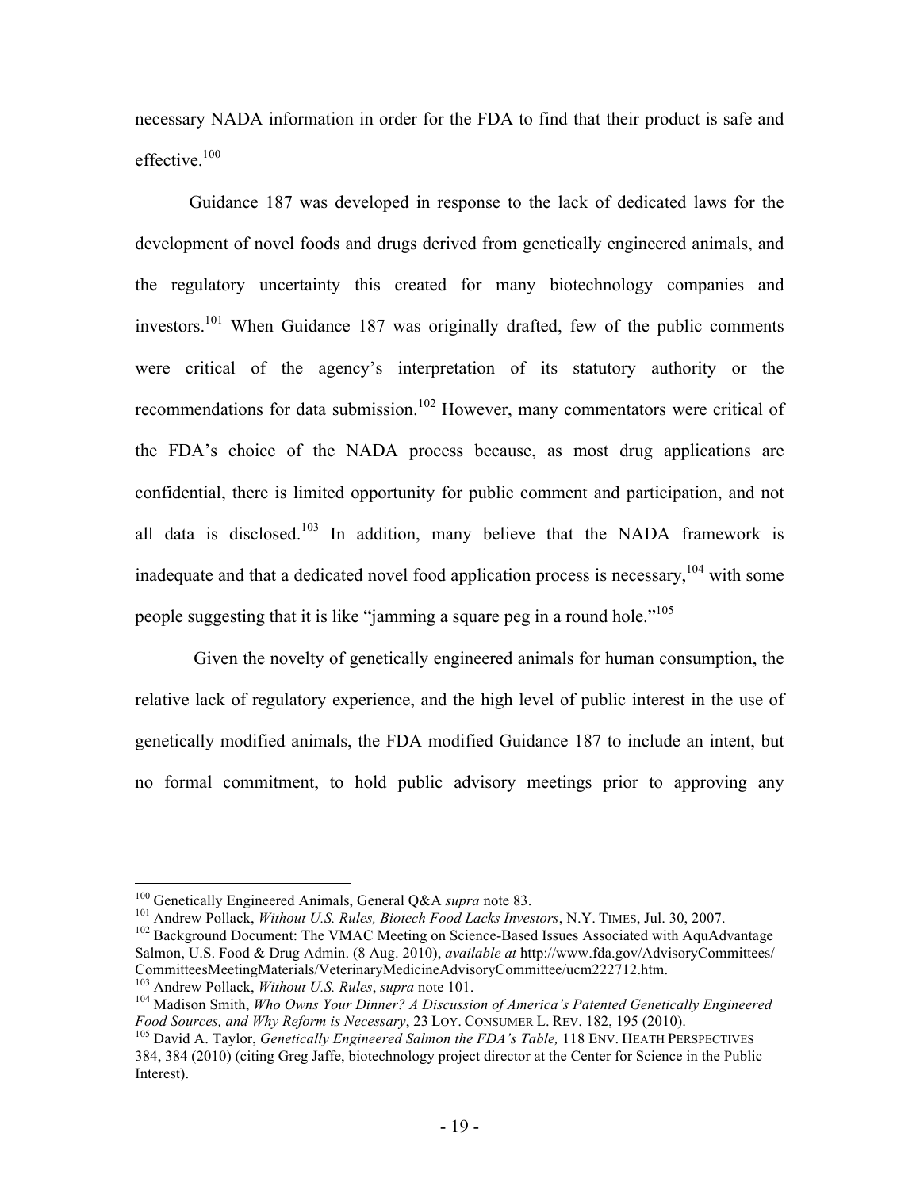necessary NADA information in order for the FDA to find that their product is safe and effective.[100]

Guidance 187 was developed in response to the lack of dedicated laws for the development of novel foods and drugs derived from genetically engineered animals, and the regulatory uncertainty this created for many biotechnology companies and investors.[101] When Guidance 187 was originally drafted, few of the public comments were critical of the agency's interpretation of its statutory authority or the recommendations for data submission.[102] However, many commentators were critical of the FDA's choice of the NADA process because, as most drug applications are confidential, there is limited opportunity for public comment and participation, and not all data is disclosed.[103] In addition, many believe that the NADA framework is inadequate and that a dedicated novel food application process is necessary,[104] with some people suggesting that it is like "jamming a square peg in a round hole."[105]

Given the novelty of genetically engineered animals for human consumption, the relative lack of regulatory experience, and the high level of public interest in the use of genetically modified animals, the FDA modified Guidance 187 to include an intent, but no formal commitment, to hold public advisory meetings prior to approving any

---

[100] Genetically Engineered Animals, General Q&A *supra* note 83.

[101] Andrew Pollack, *Without U.S. Rules, Biotech Food Lacks Investors*, N.Y. TIMES, Jul. 30, 2007.

[102] Background Document: The VMAC Meeting on Science-Based Issues Associated with AquAdvantage Salmon, U.S. Food & Drug Admin. (8 Aug. 2010), *available at* http://www.fda.gov/AdvisoryCommittees/CommitteesMeetingMaterials/VeterinaryMedicineAdvisoryCommittee/ucm222712.htm.

[103] Andrew Pollack, *Without U.S. Rules*, *supra* note 101.

[104] Madison Smith, *Who Owns Your Dinner? A Discussion of America's Patented Genetically Engineered Food Sources, and Why Reform is Necessary*, 23 LOY. CONSUMER L. REV. 182, 195 (2010).

[105] David A. Taylor, *Genetically Engineered Salmon the FDA's Table,* 118 ENV. HEATH PERSPECTIVES 384, 384 (2010) (citing Greg Jaffe, biotechnology project director at the Center for Science in the Public Interest).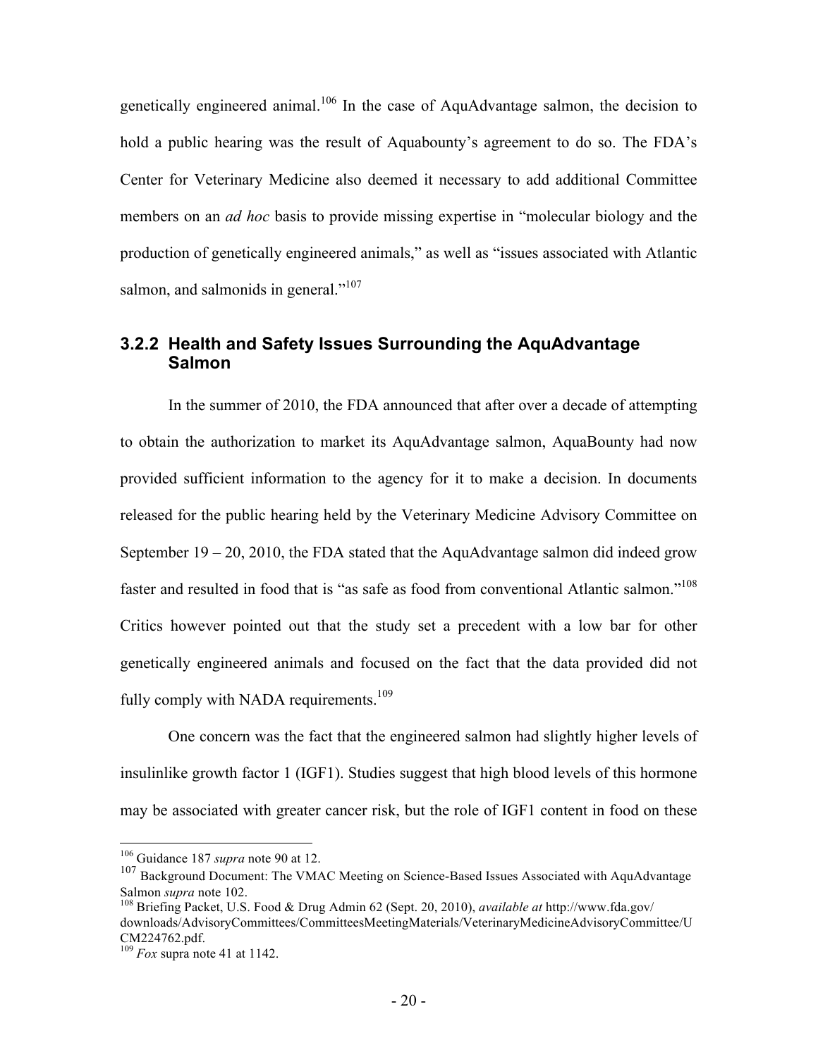genetically engineered animal.[106] In the case of AquAdvantage salmon, the decision to hold a public hearing was the result of Aquabounty's agreement to do so. The FDA's Center for Veterinary Medicine also deemed it necessary to add additional Committee members on an *ad hoc* basis to provide missing expertise in "molecular biology and the production of genetically engineered animals," as well as "issues associated with Atlantic salmon, and salmonids in general."[107]

### 3.2.2 Health and Safety Issues Surrounding the AquAdvantage Salmon

In the summer of 2010, the FDA announced that after over a decade of attempting to obtain the authorization to market its AquAdvantage salmon, AquaBounty had now provided sufficient information to the agency for it to make a decision. In documents released for the public hearing held by the Veterinary Medicine Advisory Committee on September 19 – 20, 2010, the FDA stated that the AquAdvantage salmon did indeed grow faster and resulted in food that is "as safe as food from conventional Atlantic salmon."[108] Critics however pointed out that the study set a precedent with a low bar for other genetically engineered animals and focused on the fact that the data provided did not fully comply with NADA requirements.[109]

One concern was the fact that the engineered salmon had slightly higher levels of insulinlike growth factor 1 (IGF1). Studies suggest that high blood levels of this hormone may be associated with greater cancer risk, but the role of IGF1 content in food on these

---

[106] Guidance 187 *supra* note 90 at 12.

[107] Background Document: The VMAC Meeting on Science-Based Issues Associated with AquAdvantage Salmon *supra* note 102.

[108] Briefing Packet, U.S. Food & Drug Admin 62 (Sept. 20, 2010), *available at* http://www.fda.gov/downloads/AdvisoryCommittees/CommitteesMeetingMaterials/VeterinaryMedicineAdvisoryCommittee/UCM224762.pdf.

[109] *Fox* supra note 41 at 1142.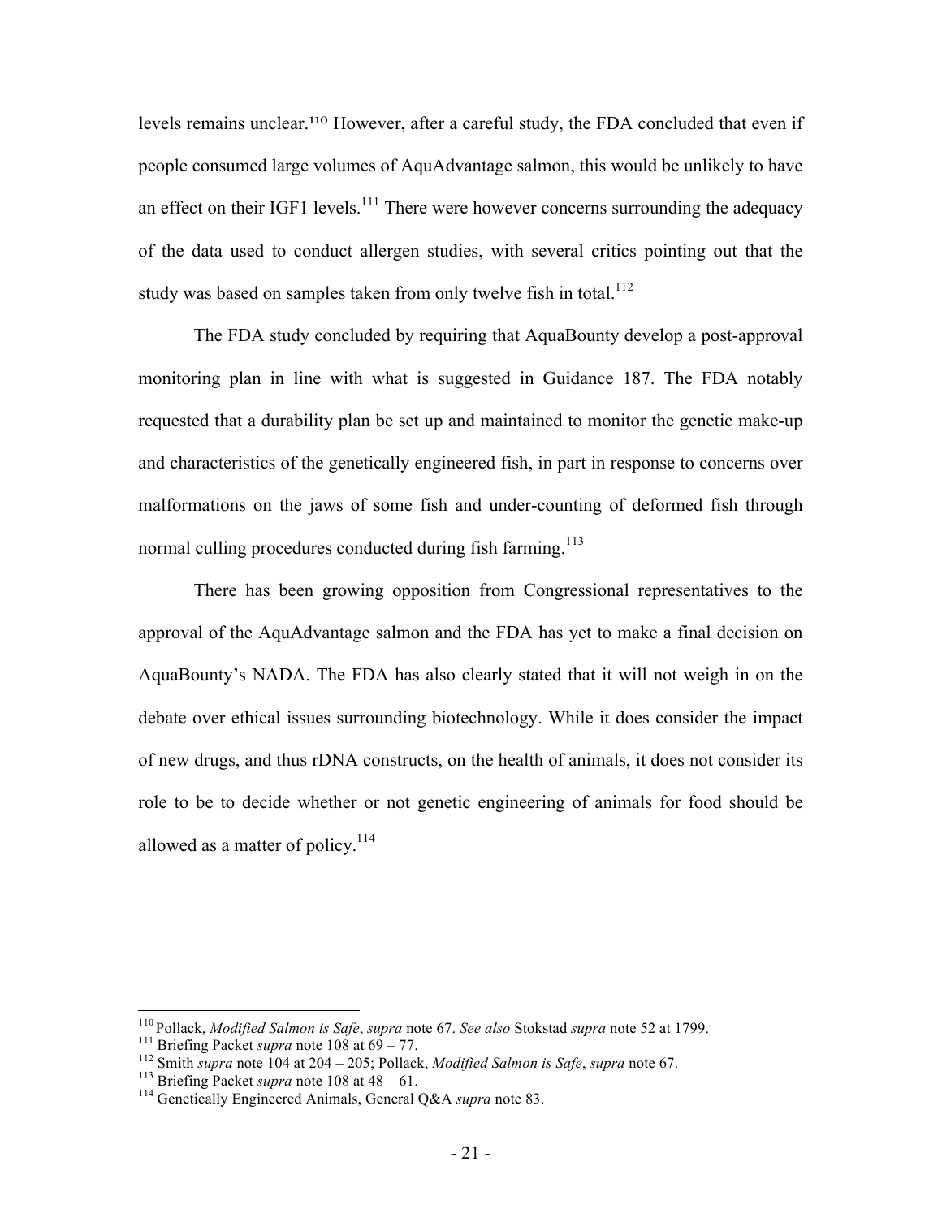levels remains unclear.[110] However, after a careful study, the FDA concluded that even if people consumed large volumes of AquAdvantage salmon, this would be unlikely to have an effect on their IGF1 levels.[111] There were however concerns surrounding the adequacy of the data used to conduct allergen studies, with several critics pointing out that the study was based on samples taken from only twelve fish in total.[112]

The FDA study concluded by requiring that AquaBounty develop a post-approval monitoring plan in line with what is suggested in Guidance 187. The FDA notably requested that a durability plan be set up and maintained to monitor the genetic make-up and characteristics of the genetically engineered fish, in part in response to concerns over malformations on the jaws of some fish and under-counting of deformed fish through normal culling procedures conducted during fish farming.[113]

There has been growing opposition from Congressional representatives to the approval of the AquAdvantage salmon and the FDA has yet to make a final decision on AquaBounty's NADA. The FDA has also clearly stated that it will not weigh in on the debate over ethical issues surrounding biotechnology. While it does consider the impact of new drugs, and thus rDNA constructs, on the health of animals, it does not consider its role to be to decide whether or not genetic engineering of animals for food should be allowed as a matter of policy.[114]

---

[110] Pollack, *Modified Salmon is Safe*, *supra* note 67. *See also* Stokstad *supra* note 52 at 1799.

[111] Briefing Packet *supra* note 108 at 69 – 77.

[112] Smith *supra* note 104 at 204 – 205; Pollack, *Modified Salmon is Safe*, *supra* note 67.

[113] Briefing Packet *supra* note 108 at 48 – 61.

[114] Genetically Engineered Animals, General Q&A *supra* note 83.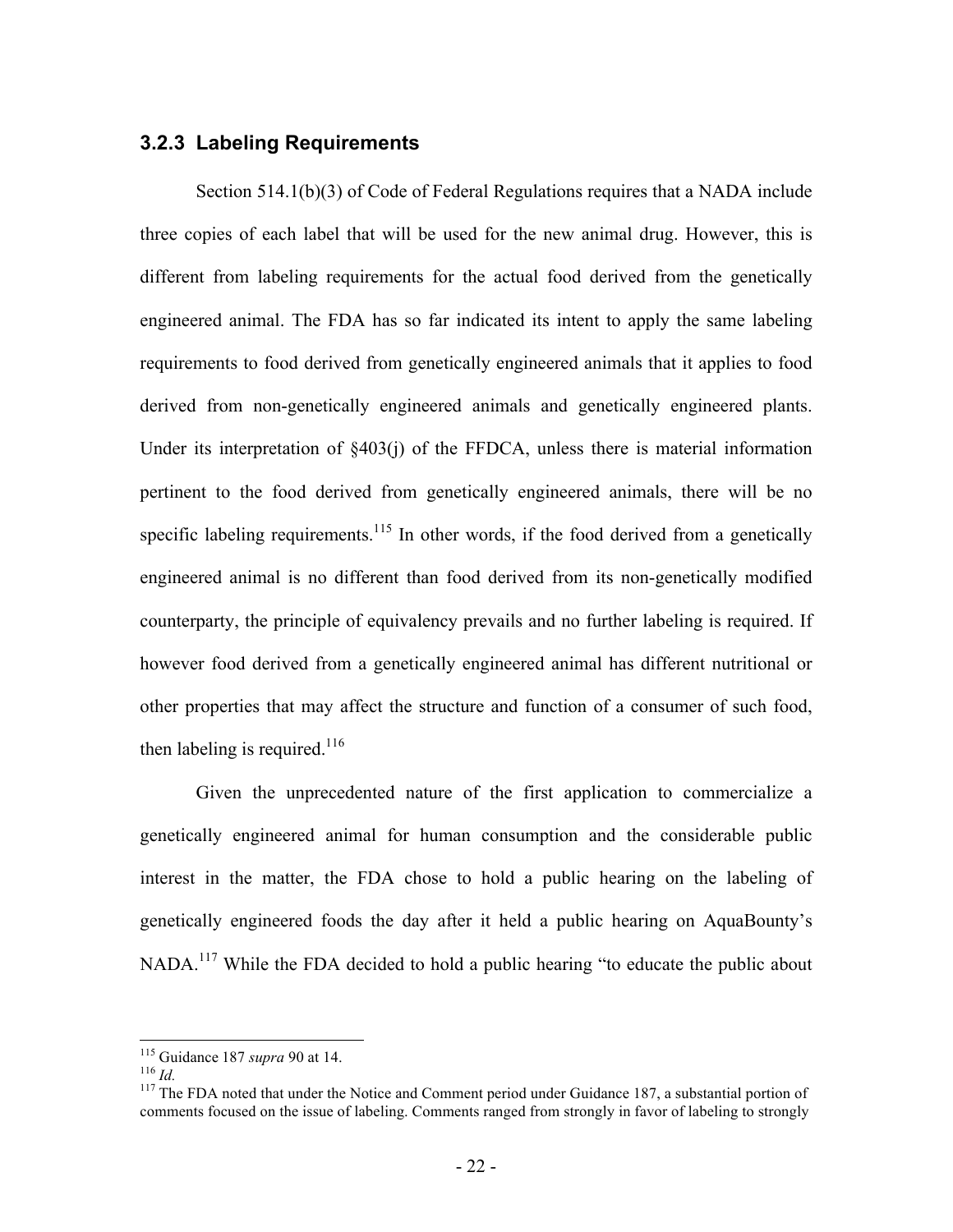### 3.2.3 Labeling Requirements

Section 514.1(b)(3) of Code of Federal Regulations requires that a NADA include three copies of each label that will be used for the new animal drug. However, this is different from labeling requirements for the actual food derived from the genetically engineered animal. The FDA has so far indicated its intent to apply the same labeling requirements to food derived from genetically engineered animals that it applies to food derived from non-genetically engineered animals and genetically engineered plants. Under its interpretation of §403(j) of the FFDCA, unless there is material information pertinent to the food derived from genetically engineered animals, there will be no specific labeling requirements.[115] In other words, if the food derived from a genetically engineered animal is no different than food derived from its non-genetically modified counterparty, the principle of equivalency prevails and no further labeling is required. If however food derived from a genetically engineered animal has different nutritional or other properties that may affect the structure and function of a consumer of such food, then labeling is required.[116]

Given the unprecedented nature of the first application to commercialize a genetically engineered animal for human consumption and the considerable public interest in the matter, the FDA chose to hold a public hearing on the labeling of genetically engineered foods the day after it held a public hearing on AquaBounty's NADA.[117] While the FDA decided to hold a public hearing "to educate the public about

---

[115] Guidance 187 *supra* 90 at 14.

[116] *Id.*

[117] The FDA noted that under the Notice and Comment period under Guidance 187, a substantial portion of comments focused on the issue of labeling. Comments ranged from strongly in favor of labeling to strongly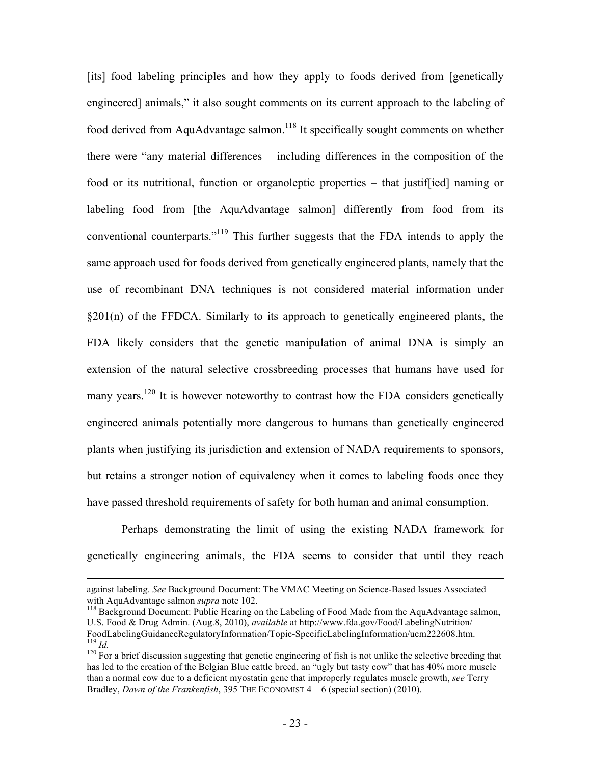[its] food labeling principles and how they apply to foods derived from [genetically engineered] animals," it also sought comments on its current approach to the labeling of food derived from AquAdvantage salmon.[118] It specifically sought comments on whether there were "any material differences – including differences in the composition of the food or its nutritional, function or organoleptic properties – that justif[ied] naming or labeling food from [the AquAdvantage salmon] differently from food from its conventional counterparts."[119] This further suggests that the FDA intends to apply the same approach used for foods derived from genetically engineered plants, namely that the use of recombinant DNA techniques is not considered material information under §201(n) of the FFDCA. Similarly to its approach to genetically engineered plants, the FDA likely considers that the genetic manipulation of animal DNA is simply an extension of the natural selective crossbreeding processes that humans have used for many years.[120] It is however noteworthy to contrast how the FDA considers genetically engineered animals potentially more dangerous to humans than genetically engineered plants when justifying its jurisdiction and extension of NADA requirements to sponsors, but retains a stronger notion of equivalency when it comes to labeling foods once they have passed threshold requirements of safety for both human and animal consumption.

Perhaps demonstrating the limit of using the existing NADA framework for genetically engineering animals, the FDA seems to consider that until they reach

---

against labeling. *See* Background Document: The VMAC Meeting on Science-Based Issues Associated with AquAdvantage salmon *supra* note 102.

[118] Background Document: Public Hearing on the Labeling of Food Made from the AquAdvantage salmon, U.S. Food & Drug Admin. (Aug.8, 2010), *available* at http://www.fda.gov/Food/LabelingNutrition/FoodLabelingGuidanceRegulatoryInformation/Topic-SpecificLabelingInformation/ucm222608.htm.

[119] *Id.*

[120] For a brief discussion suggesting that genetic engineering of fish is not unlike the selective breeding that has led to the creation of the Belgian Blue cattle breed, an "ugly but tasty cow" that has 40% more muscle than a normal cow due to a deficient myostatin gene that improperly regulates muscle growth, *see* Terry Bradley, *Dawn of the Frankenfish*, 395 THE ECONOMIST 4 – 6 (special section) (2010).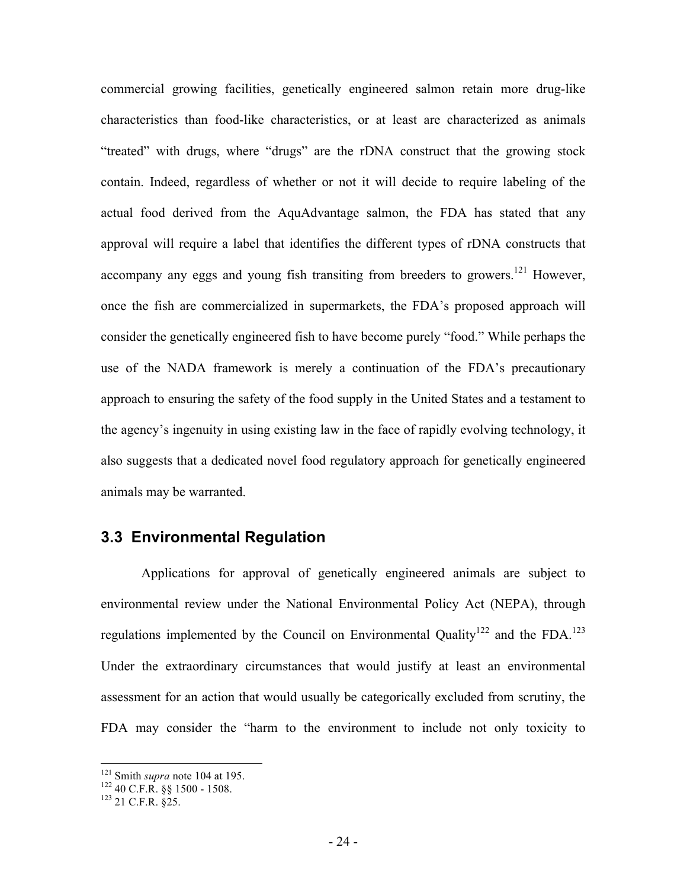commercial growing facilities, genetically engineered salmon retain more drug-like characteristics than food-like characteristics, or at least are characterized as animals "treated" with drugs, where "drugs" are the rDNA construct that the growing stock contain. Indeed, regardless of whether or not it will decide to require labeling of the actual food derived from the AquAdvantage salmon, the FDA has stated that any approval will require a label that identifies the different types of rDNA constructs that accompany any eggs and young fish transiting from breeders to growers.[121] However, once the fish are commercialized in supermarkets, the FDA's proposed approach will consider the genetically engineered fish to have become purely "food." While perhaps the use of the NADA framework is merely a continuation of the FDA's precautionary approach to ensuring the safety of the food supply in the United States and a testament to the agency's ingenuity in using existing law in the face of rapidly evolving technology, it also suggests that a dedicated novel food regulatory approach for genetically engineered animals may be warranted.

## 3.3 Environmental Regulation

Applications for approval of genetically engineered animals are subject to environmental review under the National Environmental Policy Act (NEPA), through regulations implemented by the Council on Environmental Quality[122] and the FDA.[123] Under the extraordinary circumstances that would justify at least an environmental assessment for an action that would usually be categorically excluded from scrutiny, the FDA may consider the "harm to the environment to include not only toxicity to

---

[121] Smith *supra* note 104 at 195.
[122] 40 C.F.R. §§ 1500 - 1508.
[123] 21 C.F.R. §25.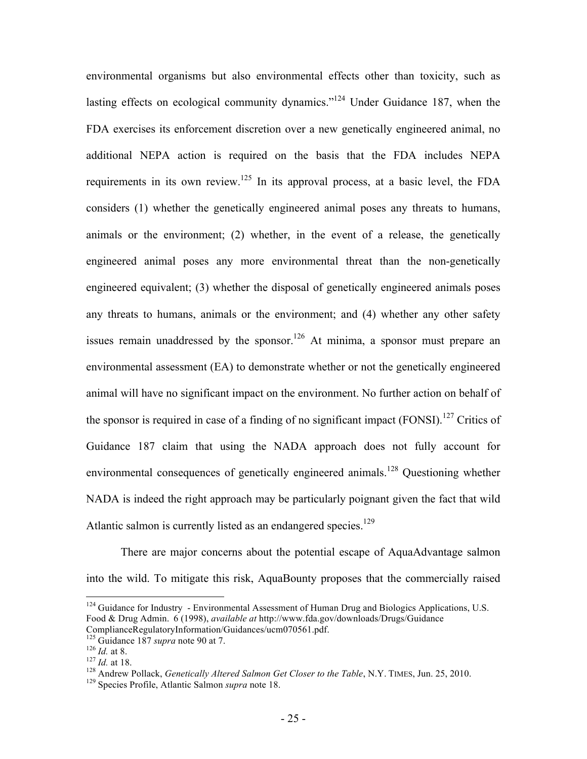environmental organisms but also environmental effects other than toxicity, such as lasting effects on ecological community dynamics."[124] Under Guidance 187, when the FDA exercises its enforcement discretion over a new genetically engineered animal, no additional NEPA action is required on the basis that the FDA includes NEPA requirements in its own review.[125] In its approval process, at a basic level, the FDA considers (1) whether the genetically engineered animal poses any threats to humans, animals or the environment; (2) whether, in the event of a release, the genetically engineered animal poses any more environmental threat than the non-genetically engineered equivalent; (3) whether the disposal of genetically engineered animals poses any threats to humans, animals or the environment; and (4) whether any other safety issues remain unaddressed by the sponsor.[126] At minima, a sponsor must prepare an environmental assessment (EA) to demonstrate whether or not the genetically engineered animal will have no significant impact on the environment. No further action on behalf of the sponsor is required in case of a finding of no significant impact (FONSI).[127] Critics of Guidance 187 claim that using the NADA approach does not fully account for environmental consequences of genetically engineered animals.[128] Questioning whether NADA is indeed the right approach may be particularly poignant given the fact that wild Atlantic salmon is currently listed as an endangered species.[129]

There are major concerns about the potential escape of AquaAdvantage salmon into the wild. To mitigate this risk, AquaBounty proposes that the commercially raised

---

[124] Guidance for Industry - Environmental Assessment of Human Drug and Biologics Applications, U.S. Food & Drug Admin. 6 (1998), *available at* http://www.fda.gov/downloads/Drugs/Guidance ComplianceRegulatoryInformation/Guidances/ucm070561.pdf.

[125] Guidance 187 *supra* note 90 at 7.

[126] *Id.* at 8.

[127] *Id.* at 18.

[128] Andrew Pollack, *Genetically Altered Salmon Get Closer to the Table*, N.Y. TIMES, Jun. 25, 2010.

[129] Species Profile, Atlantic Salmon *supra* note 18.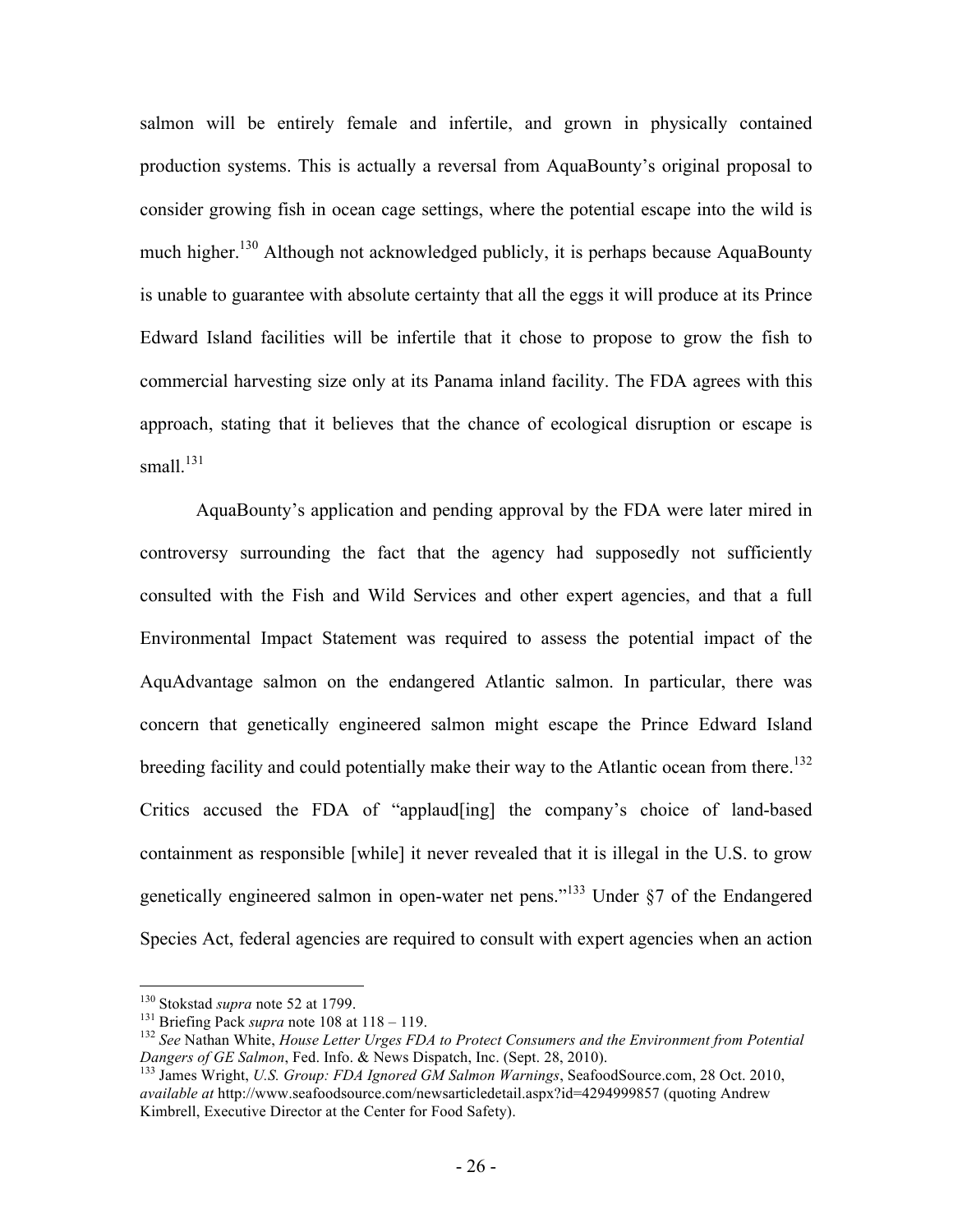salmon will be entirely female and infertile, and grown in physically contained production systems. This is actually a reversal from AquaBounty's original proposal to consider growing fish in ocean cage settings, where the potential escape into the wild is much higher.[130] Although not acknowledged publicly, it is perhaps because AquaBounty is unable to guarantee with absolute certainty that all the eggs it will produce at its Prince Edward Island facilities will be infertile that it chose to propose to grow the fish to commercial harvesting size only at its Panama inland facility. The FDA agrees with this approach, stating that it believes that the chance of ecological disruption or escape is small.[131]

AquaBounty's application and pending approval by the FDA were later mired in controversy surrounding the fact that the agency had supposedly not sufficiently consulted with the Fish and Wild Services and other expert agencies, and that a full Environmental Impact Statement was required to assess the potential impact of the AquAdvantage salmon on the endangered Atlantic salmon. In particular, there was concern that genetically engineered salmon might escape the Prince Edward Island breeding facility and could potentially make their way to the Atlantic ocean from there.[132] Critics accused the FDA of "applaud[ing] the company's choice of land-based containment as responsible [while] it never revealed that it is illegal in the U.S. to grow genetically engineered salmon in open-water net pens."[133] Under §7 of the Endangered Species Act, federal agencies are required to consult with expert agencies when an action

---

[130] Stokstad *supra* note 52 at 1799.

[131] Briefing Pack *supra* note 108 at 118 – 119.

[132] *See* Nathan White, *House Letter Urges FDA to Protect Consumers and the Environment from Potential Dangers of GE Salmon*, Fed. Info. & News Dispatch, Inc. (Sept. 28, 2010).

[133] James Wright, *U.S. Group: FDA Ignored GM Salmon Warnings*, SeafoodSource.com, 28 Oct. 2010, *available at* http://www.seafoodsource.com/newsarticledetail.aspx?id=4294999857 (quoting Andrew Kimbrell, Executive Director at the Center for Food Safety).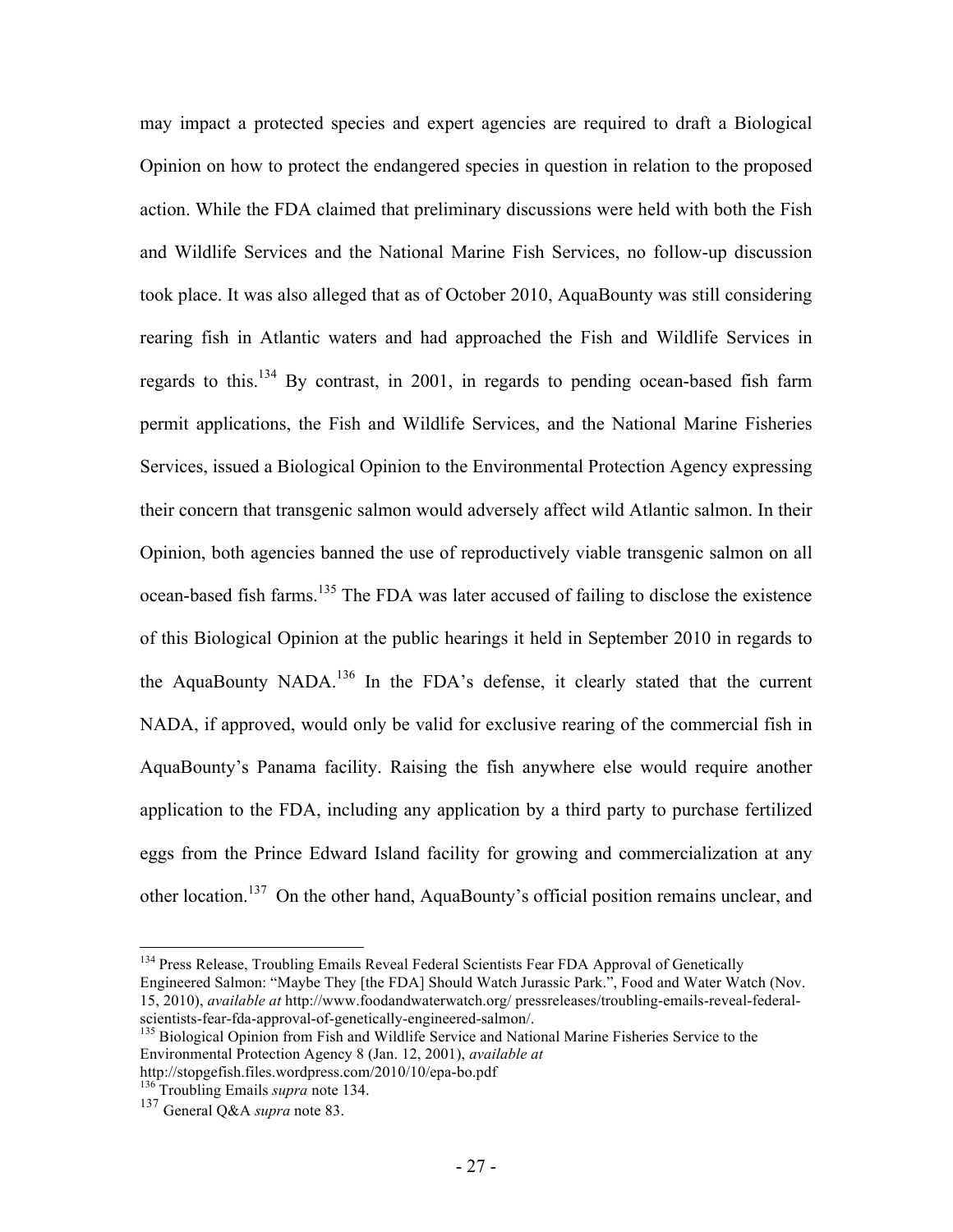may impact a protected species and expert agencies are required to draft a Biological Opinion on how to protect the endangered species in question in relation to the proposed action. While the FDA claimed that preliminary discussions were held with both the Fish and Wildlife Services and the National Marine Fish Services, no follow-up discussion took place. It was also alleged that as of October 2010, AquaBounty was still considering rearing fish in Atlantic waters and had approached the Fish and Wildlife Services in regards to this.[134] By contrast, in 2001, in regards to pending ocean-based fish farm permit applications, the Fish and Wildlife Services, and the National Marine Fisheries Services, issued a Biological Opinion to the Environmental Protection Agency expressing their concern that transgenic salmon would adversely affect wild Atlantic salmon. In their Opinion, both agencies banned the use of reproductively viable transgenic salmon on all ocean-based fish farms.[135] The FDA was later accused of failing to disclose the existence of this Biological Opinion at the public hearings it held in September 2010 in regards to the AquaBounty NADA.[136] In the FDA's defense, it clearly stated that the current NADA, if approved, would only be valid for exclusive rearing of the commercial fish in AquaBounty's Panama facility. Raising the fish anywhere else would require another application to the FDA, including any application by a third party to purchase fertilized eggs from the Prince Edward Island facility for growing and commercialization at any other location.[137] On the other hand, AquaBounty's official position remains unclear, and

---

[134] Press Release, Troubling Emails Reveal Federal Scientists Fear FDA Approval of Genetically Engineered Salmon: "Maybe They [the FDA] Should Watch Jurassic Park.", Food and Water Watch (Nov. 15, 2010), *available at* http://www.foodandwaterwatch.org/ pressreleases/troubling-emails-reveal-federal-scientists-fear-fda-approval-of-genetically-engineered-salmon/.

[135] Biological Opinion from Fish and Wildlife Service and National Marine Fisheries Service to the Environmental Protection Agency 8 (Jan. 12, 2001), *available at* http://stopgefish.files.wordpress.com/2010/10/epa-bo.pdf

[136] Troubling Emails *supra* note 134.

[137] General Q&A *supra* note 83.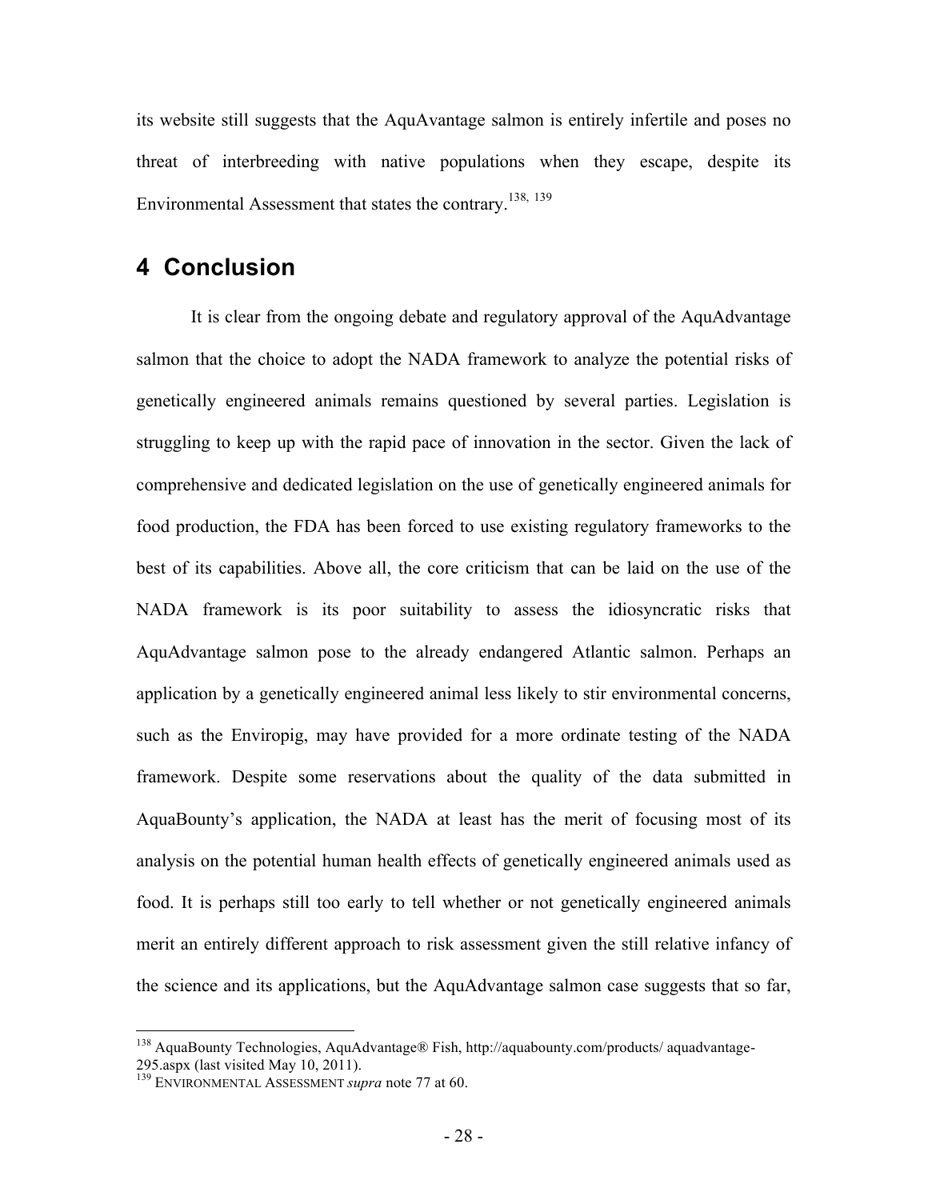its website still suggests that the AquAvantage salmon is entirely infertile and poses no threat of interbreeding with native populations when they escape, despite its Environmental Assessment that states the contrary.[138, 139]

# 4 Conclusion

It is clear from the ongoing debate and regulatory approval of the AquAdvantage salmon that the choice to adopt the NADA framework to analyze the potential risks of genetically engineered animals remains questioned by several parties. Legislation is struggling to keep up with the rapid pace of innovation in the sector. Given the lack of comprehensive and dedicated legislation on the use of genetically engineered animals for food production, the FDA has been forced to use existing regulatory frameworks to the best of its capabilities. Above all, the core criticism that can be laid on the use of the NADA framework is its poor suitability to assess the idiosyncratic risks that AquAdvantage salmon pose to the already endangered Atlantic salmon. Perhaps an application by a genetically engineered animal less likely to stir environmental concerns, such as the Enviropig, may have provided for a more ordinate testing of the NADA framework. Despite some reservations about the quality of the data submitted in AquaBounty's application, the NADA at least has the merit of focusing most of its analysis on the potential human health effects of genetically engineered animals used as food. It is perhaps still too early to tell whether or not genetically engineered animals merit an entirely different approach to risk assessment given the still relative infancy of the science and its applications, but the AquAdvantage salmon case suggests that so far,

---

[138] AquaBounty Technologies, AquAdvantage® Fish, http://aquabounty.com/products/ aquadvantage-295.aspx (last visited May 10, 2011).

[139] ENVIRONMENTAL ASSESSMENT *supra* note 77 at 60.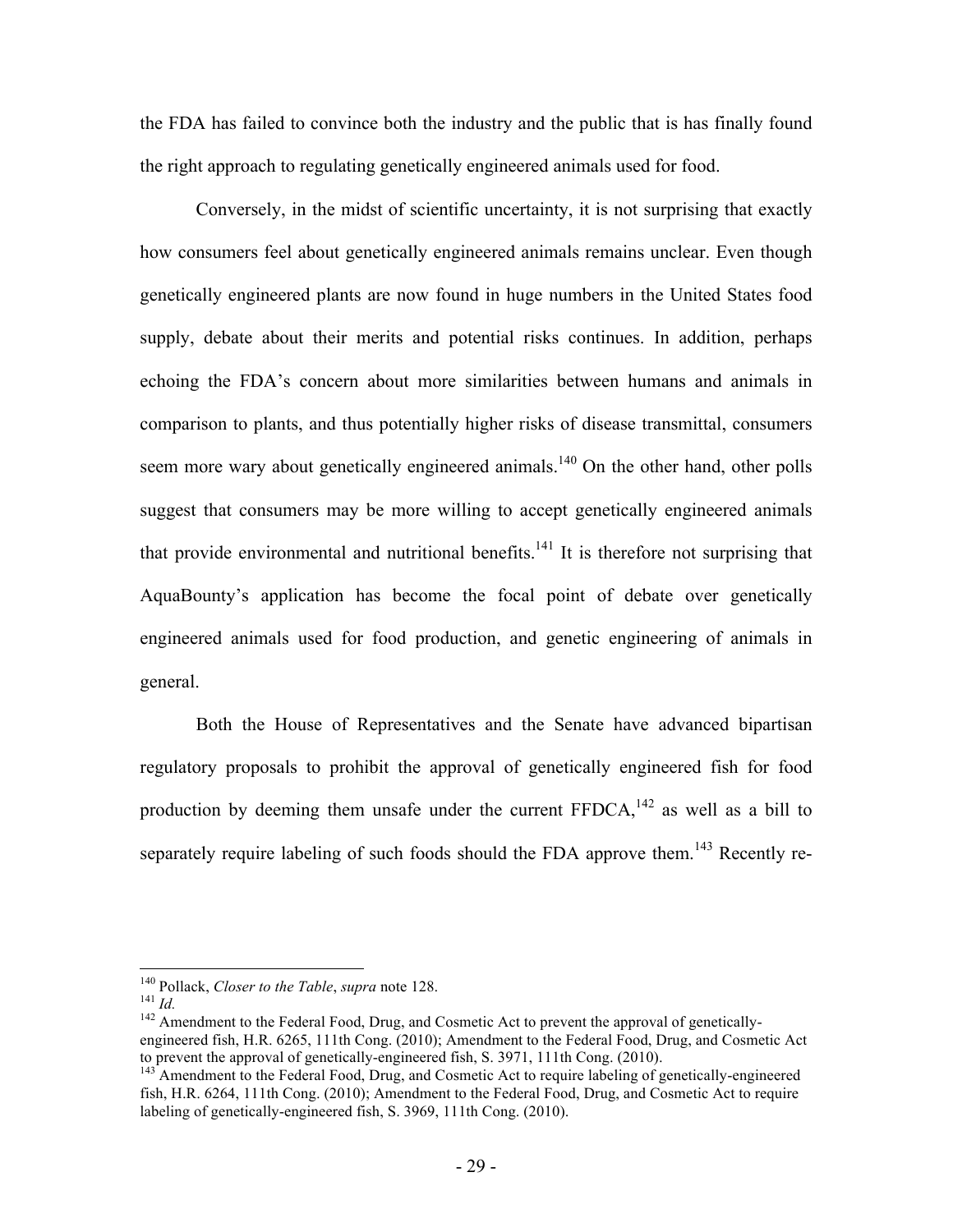the FDA has failed to convince both the industry and the public that is has finally found the right approach to regulating genetically engineered animals used for food.

Conversely, in the midst of scientific uncertainty, it is not surprising that exactly how consumers feel about genetically engineered animals remains unclear. Even though genetically engineered plants are now found in huge numbers in the United States food supply, debate about their merits and potential risks continues. In addition, perhaps echoing the FDA's concern about more similarities between humans and animals in comparison to plants, and thus potentially higher risks of disease transmittal, consumers seem more wary about genetically engineered animals.[140] On the other hand, other polls suggest that consumers may be more willing to accept genetically engineered animals that provide environmental and nutritional benefits.[141] It is therefore not surprising that AquaBounty's application has become the focal point of debate over genetically engineered animals used for food production, and genetic engineering of animals in general.

Both the House of Representatives and the Senate have advanced bipartisan regulatory proposals to prohibit the approval of genetically engineered fish for food production by deeming them unsafe under the current FFDCA,[142] as well as a bill to separately require labeling of such foods should the FDA approve them.[143] Recently re-

---

[140] Pollack, *Closer to the Table*, *supra* note 128.

[141] *Id.*

[142] Amendment to the Federal Food, Drug, and Cosmetic Act to prevent the approval of genetically-engineered fish, H.R. 6265, 111th Cong. (2010); Amendment to the Federal Food, Drug, and Cosmetic Act to prevent the approval of genetically-engineered fish, S. 3971, 111th Cong. (2010).

[143] Amendment to the Federal Food, Drug, and Cosmetic Act to require labeling of genetically-engineered fish, H.R. 6264, 111th Cong. (2010); Amendment to the Federal Food, Drug, and Cosmetic Act to require labeling of genetically-engineered fish, S. 3969, 111th Cong. (2010).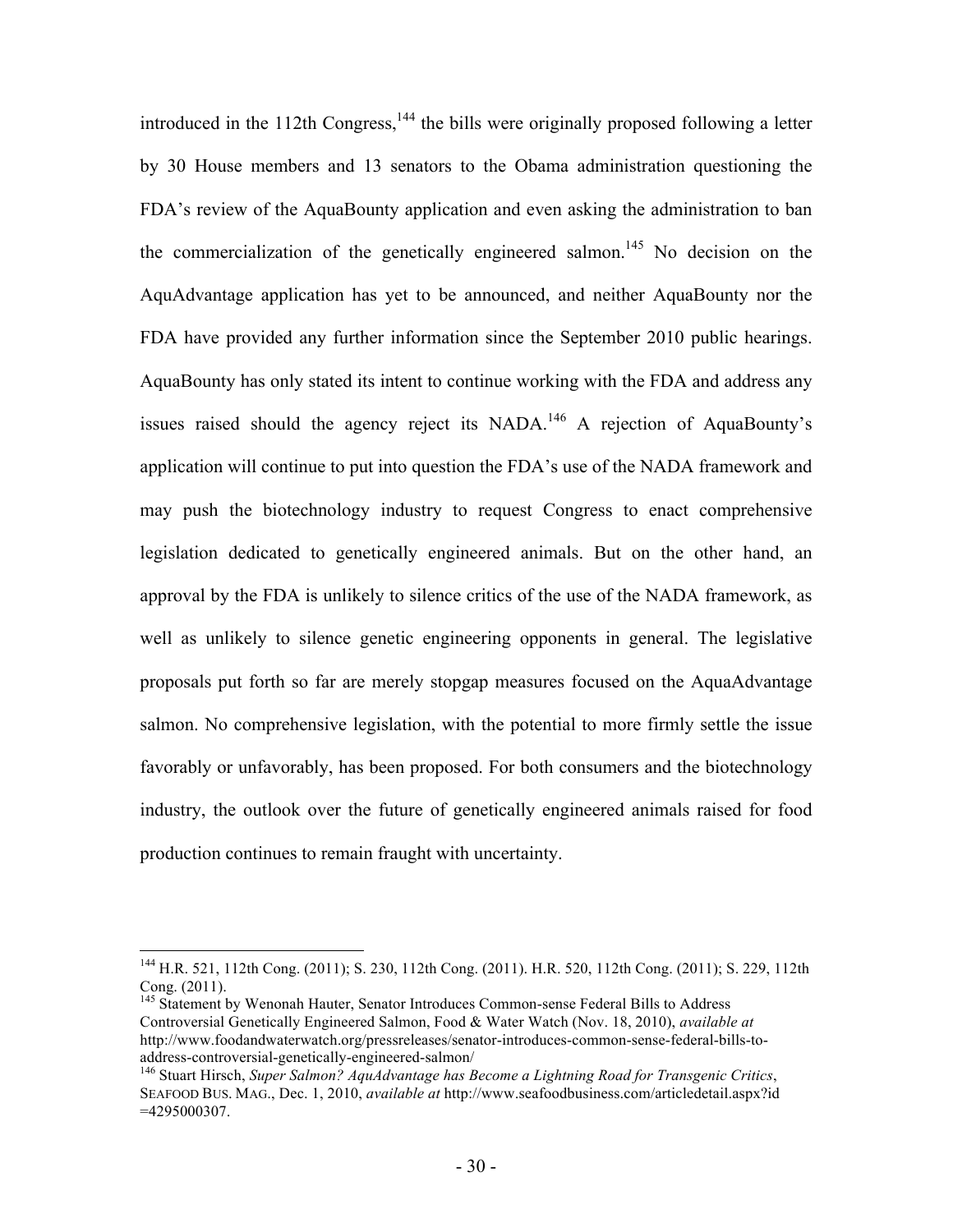introduced in the 112th Congress,[144] the bills were originally proposed following a letter by 30 House members and 13 senators to the Obama administration questioning the FDA's review of the AquaBounty application and even asking the administration to ban the commercialization of the genetically engineered salmon.[145] No decision on the AquAdvantage application has yet to be announced, and neither AquaBounty nor the FDA have provided any further information since the September 2010 public hearings. AquaBounty has only stated its intent to continue working with the FDA and address any issues raised should the agency reject its NADA.[146] A rejection of AquaBounty's application will continue to put into question the FDA's use of the NADA framework and may push the biotechnology industry to request Congress to enact comprehensive legislation dedicated to genetically engineered animals. But on the other hand, an approval by the FDA is unlikely to silence critics of the use of the NADA framework, as well as unlikely to silence genetic engineering opponents in general. The legislative proposals put forth so far are merely stopgap measures focused on the AquaAdvantage salmon. No comprehensive legislation, with the potential to more firmly settle the issue favorably or unfavorably, has been proposed. For both consumers and the biotechnology industry, the outlook over the future of genetically engineered animals raised for food production continues to remain fraught with uncertainty.

---

[144] H.R. 521, 112th Cong. (2011); S. 230, 112th Cong. (2011). H.R. 520, 112th Cong. (2011); S. 229, 112th Cong. (2011).

[145] Statement by Wenonah Hauter, Senator Introduces Common-sense Federal Bills to Address Controversial Genetically Engineered Salmon, Food & Water Watch (Nov. 18, 2010), *available at* http://www.foodandwaterwatch.org/pressreleases/senator-introduces-common-sense-federal-bills-to-address-controversial-genetically-engineered-salmon/

[146] Stuart Hirsch, *Super Salmon? AquAdvantage has Become a Lightning Road for Transgenic Critics*, SEAFOOD BUS. MAG., Dec. 1, 2010, *available at* http://www.seafoodbusiness.com/articledetail.aspx?id=4295000307.